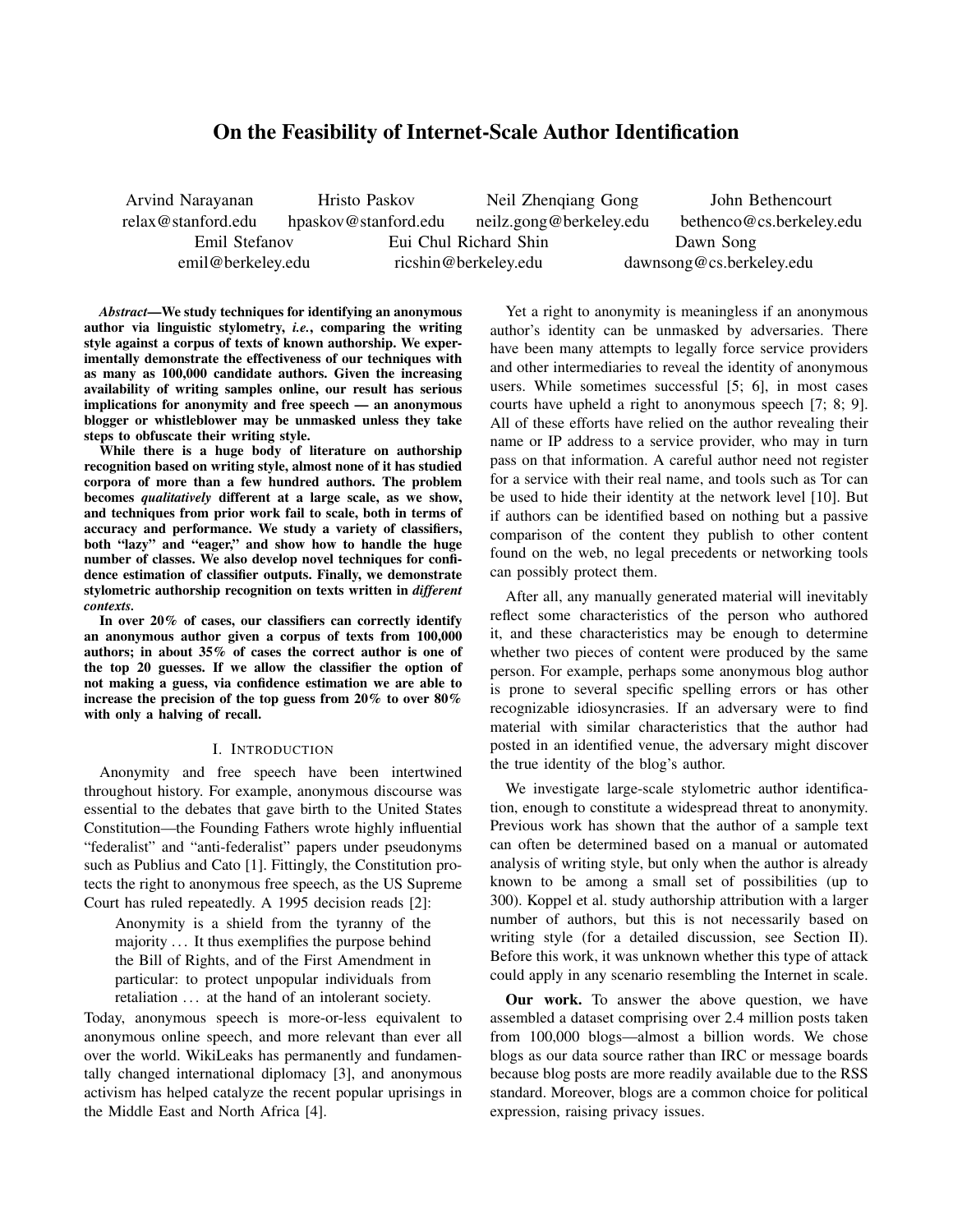# On the Feasibility of Internet-Scale Author Identification

Arvind Narayanan relax@stanford.edu
Hristo Paskov hpaskov@stanford.edu
Neil Zhenqiang Gong neilz.gong@berkeley.edu
John Bethencourt bethenco@cs.berkeley.edu
Emil Stefanov emil@berkeley.edu
Eui Chul Richard Shin ricshin@berkeley.edu
Dawn Song dawnsong@cs.berkeley.edu

***Abstract*—We study techniques for identifying an anonymous author via linguistic stylometry, *i.e.*, comparing the writing style against a corpus of texts of known authorship. We experimentally demonstrate the effectiveness of our techniques with as many as 100,000 candidate authors. Given the increasing availability of writing samples online, our result has serious implications for anonymity and free speech — an anonymous blogger or whistleblower may be unmasked unless they take steps to obfuscate their writing style.**

**While there is a huge body of literature on authorship recognition based on writing style, almost none of it has studied corpora of more than a few hundred authors. The problem becomes *qualitatively* different at a large scale, as we show, and techniques from prior work fail to scale, both in terms of accuracy and performance. We study a variety of classifiers, both "lazy" and "eager," and show how to handle the huge number of classes. We also develop novel techniques for confidence estimation of classifier outputs. Finally, we demonstrate stylometric authorship recognition on texts written in *different contexts*.**

**In over 20% of cases, our classifiers can correctly identify an anonymous author given a corpus of texts from 100,000 authors; in about 35% of cases the correct author is one of the top 20 guesses. If we allow the classifier the option of not making a guess, via confidence estimation we are able to increase the precision of the top guess from 20% to over 80% with only a halving of recall.**

## I. Introduction

Anonymity and free speech have been intertwined throughout history. For example, anonymous discourse was essential to the debates that gave birth to the United States Constitution—the Founding Fathers wrote highly influential "federalist" and "anti-federalist" papers under pseudonyms such as Publius and Cato [1]. Fittingly, the Constitution protects the right to anonymous free speech, as the US Supreme Court has ruled repeatedly. A 1995 decision reads [2]:

> Anonymity is a shield from the tyranny of the majority ... It thus exemplifies the purpose behind the Bill of Rights, and of the First Amendment in particular: to protect unpopular individuals from retaliation ... at the hand of an intolerant society.

Today, anonymous speech is more-or-less equivalent to anonymous online speech, and more relevant than ever all over the world. WikiLeaks has permanently and fundamentally changed international diplomacy [3], and anonymous activism has helped catalyze the recent popular uprisings in the Middle East and North Africa [4].

Yet a right to anonymity is meaningless if an anonymous author's identity can be unmasked by adversaries. There have been many attempts to legally force service providers and other intermediaries to reveal the identity of anonymous users. While sometimes successful [5; 6], in most cases courts have upheld a right to anonymous speech [7; 8; 9]. All of these efforts have relied on the author revealing their name or IP address to a service provider, who may in turn pass on that information. A careful author need not register for a service with their real name, and tools such as Tor can be used to hide their identity at the network level [10]. But if authors can be identified based on nothing but a passive comparison of the content they publish to other content found on the web, no legal precedents or networking tools can possibly protect them.

After all, any manually generated material will inevitably reflect some characteristics of the person who authored it, and these characteristics may be enough to determine whether two pieces of content were produced by the same person. For example, perhaps some anonymous blog author is prone to several specific spelling errors or has other recognizable idiosyncrasies. If an adversary were to find material with similar characteristics that the author had posted in an identified venue, the adversary might discover the true identity of the blog's author.

We investigate large-scale stylometric author identification, enough to constitute a widespread threat to anonymity. Previous work has shown that the author of a sample text can often be determined based on a manual or automated analysis of writing style, but only when the author is already known to be among a small set of possibilities (up to 300). Koppel et al. study authorship attribution with a larger number of authors, but this is not necessarily based on writing style (for a detailed discussion, see Section II). Before this work, it was unknown whether this type of attack could apply in any scenario resembling the Internet in scale.

**Our work.** To answer the above question, we have assembled a dataset comprising over 2.4 million posts taken from 100,000 blogs—almost a billion words. We chose blogs as our data source rather than IRC or message boards because blog posts are more readily available due to the RSS standard. Moreover, blogs are a common choice for political expression, raising privacy issues.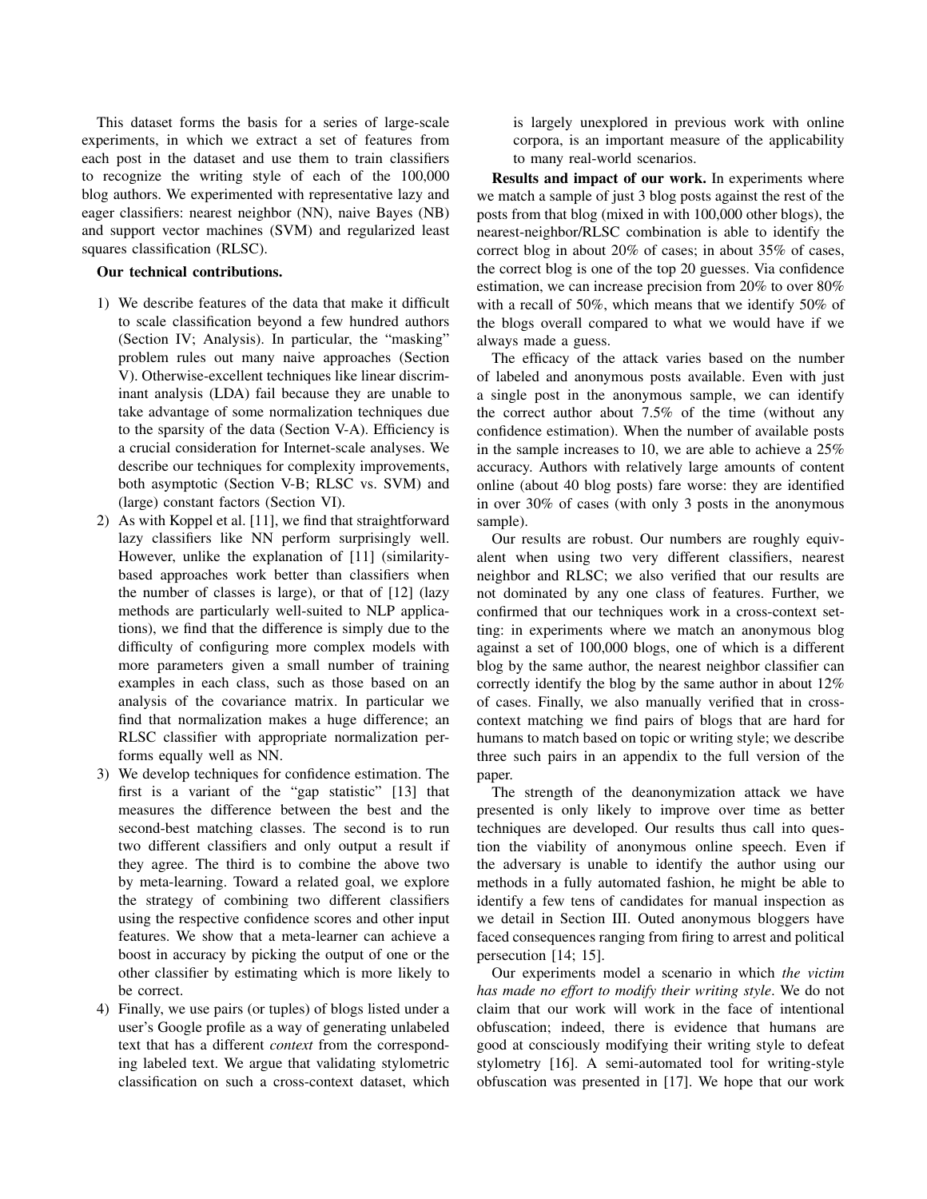This dataset forms the basis for a series of large-scale experiments, in which we extract a set of features from each post in the dataset and use them to train classifiers to recognize the writing style of each of the 100,000 blog authors. We experimented with representative lazy and eager classifiers: nearest neighbor (NN), naive Bayes (NB) and support vector machines (SVM) and regularized least squares classification (RLSC).

**Our technical contributions.**

1) We describe features of the data that make it difficult to scale classification beyond a few hundred authors (Section IV; Analysis). In particular, the "masking" problem rules out many naive approaches (Section V). Otherwise-excellent techniques like linear discriminant analysis (LDA) fail because they are unable to take advantage of some normalization techniques due to the sparsity of the data (Section V-A). Efficiency is a crucial consideration for Internet-scale analyses. We describe our techniques for complexity improvements, both asymptotic (Section V-B; RLSC vs. SVM) and (large) constant factors (Section VI).
2) As with Koppel et al. [11], we find that straightforward lazy classifiers like NN perform surprisingly well. However, unlike the explanation of [11] (similarity-based approaches work better than classifiers when the number of classes is large), or that of [12] (lazy methods are particularly well-suited to NLP applications), we find that the difference is simply due to the difficulty of configuring more complex models with more parameters given a small number of training examples in each class, such as those based on an analysis of the covariance matrix. In particular we find that normalization makes a huge difference; an RLSC classifier with appropriate normalization performs equally well as NN.
3) We develop techniques for confidence estimation. The first is a variant of the "gap statistic" [13] that measures the difference between the best and the second-best matching classes. The second is to run two different classifiers and only output a result if they agree. The third is to combine the above two by meta-learning. Toward a related goal, we explore the strategy of combining two different classifiers using the respective confidence scores and other input features. We show that a meta-learner can achieve a boost in accuracy by picking the output of one or the other classifier by estimating which is more likely to be correct.
4) Finally, we use pairs (or tuples) of blogs listed under a user's Google profile as a way of generating unlabeled text that has a different *context* from the corresponding labeled text. We argue that validating stylometric classification on such a cross-context dataset, which is largely unexplored in previous work with online corpora, is an important measure of the applicability to many real-world scenarios.

**Results and impact of our work.** In experiments where we match a sample of just 3 blog posts against the rest of the posts from that blog (mixed in with 100,000 other blogs), the nearest-neighbor/RLSC combination is able to identify the correct blog in about 20% of cases; in about 35% of cases, the correct blog is one of the top 20 guesses. Via confidence estimation, we can increase precision from 20% to over 80% with a recall of 50%, which means that we identify 50% of the blogs overall compared to what we would have if we always made a guess.

The efficacy of the attack varies based on the number of labeled and anonymous posts available. Even with just a single post in the anonymous sample, we can identify the correct author about 7.5% of the time (without any confidence estimation). When the number of available posts in the sample increases to 10, we are able to achieve a 25% accuracy. Authors with relatively large amounts of content online (about 40 blog posts) fare worse: they are identified in over 30% of cases (with only 3 posts in the anonymous sample).

Our results are robust. Our numbers are roughly equivalent when using two very different classifiers, nearest neighbor and RLSC; we also verified that our results are not dominated by any one class of features. Further, we confirmed that our techniques work in a cross-context setting: in experiments where we match an anonymous blog against a set of 100,000 blogs, one of which is a different blog by the same author, the nearest neighbor classifier can correctly identify the blog by the same author in about 12% of cases. Finally, we also manually verified that in cross-context matching we find pairs of blogs that are hard for humans to match based on topic or writing style; we describe three such pairs in an appendix to the full version of the paper.

The strength of the deanonymization attack we have presented is only likely to improve over time as better techniques are developed. Our results thus call into question the viability of anonymous online speech. Even if the adversary is unable to identify the author using our methods in a fully automated fashion, he might be able to identify a few tens of candidates for manual inspection as we detail in Section III. Outed anonymous bloggers have faced consequences ranging from firing to arrest and political persecution [14; 15].

Our experiments model a scenario in which *the victim has made no effort to modify their writing style*. We do not claim that our work will work in the face of intentional obfuscation; indeed, there is evidence that humans are good at consciously modifying their writing style to defeat stylometry [16]. A semi-automated tool for writing-style obfuscation was presented in [17]. We hope that our work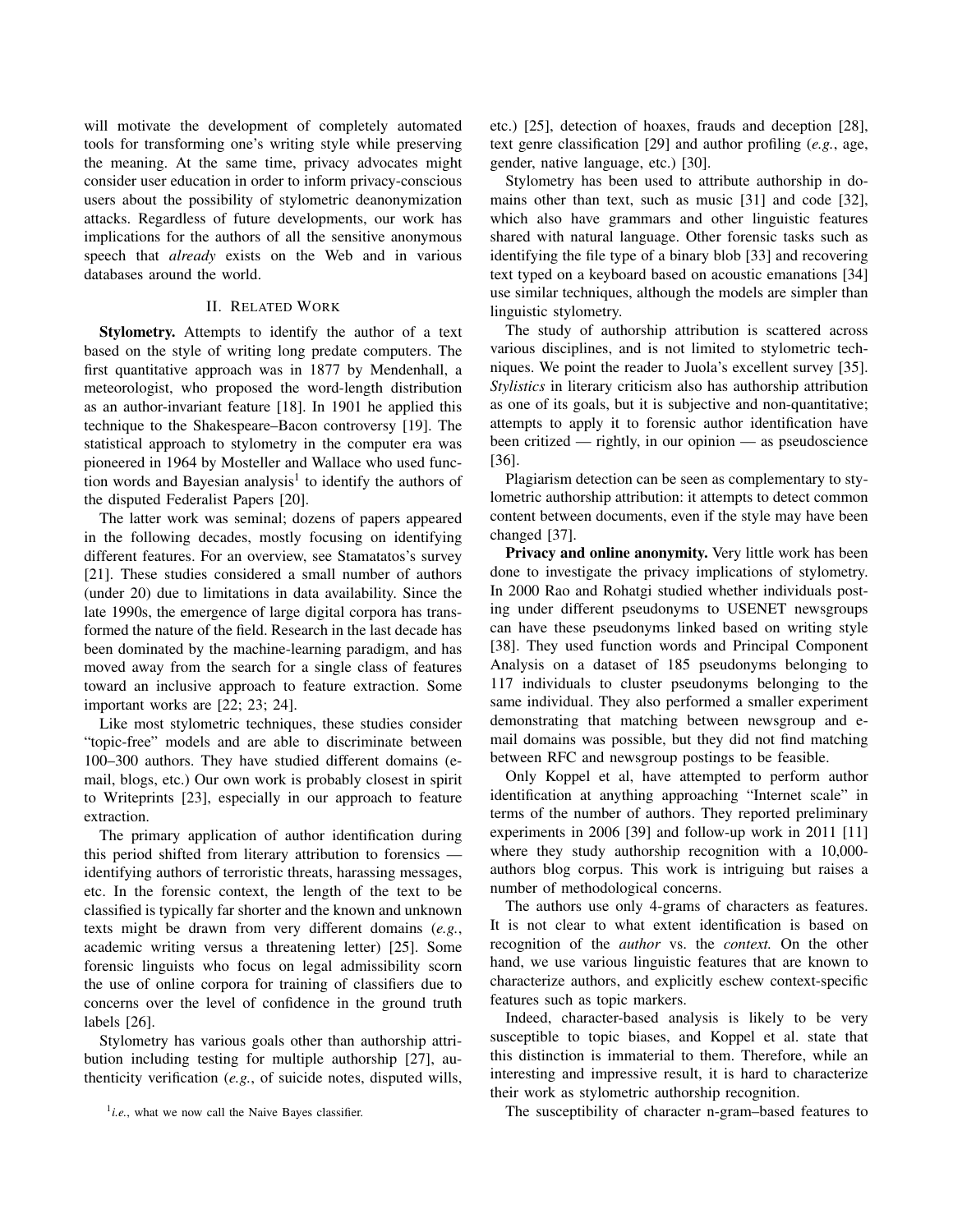will motivate the development of completely automated tools for transforming one's writing style while preserving the meaning. At the same time, privacy advocates might consider user education in order to inform privacy-conscious users about the possibility of stylometric deanonymization attacks. Regardless of future developments, our work has implications for the authors of all the sensitive anonymous speech that *already* exists on the Web and in various databases around the world.

## II. Related Work

**Stylometry.** Attempts to identify the author of a text based on the style of writing long predate computers. The first quantitative approach was in 1877 by Mendenhall, a meteorologist, who proposed the word-length distribution as an author-invariant feature [18]. In 1901 he applied this technique to the Shakespeare–Bacon controversy [19]. The statistical approach to stylometry in the computer era was pioneered in 1964 by Mosteller and Wallace who used function words and Bayesian analysis[1] to identify the authors of the disputed Federalist Papers [20].

The latter work was seminal; dozens of papers appeared in the following decades, mostly focusing on identifying different features. For an overview, see Stamatatos's survey [21]. These studies considered a small number of authors (under 20) due to limitations in data availability. Since the late 1990s, the emergence of large digital corpora has transformed the nature of the field. Research in the last decade has been dominated by the machine-learning paradigm, and has moved away from the search for a single class of features toward an inclusive approach to feature extraction. Some important works are [22; 23; 24].

Like most stylometric techniques, these studies consider "topic-free" models and are able to discriminate between 100–300 authors. They have studied different domains (e-mail, blogs, etc.) Our own work is probably closest in spirit to Writeprints [23], especially in our approach to feature extraction.

The primary application of author identification during this period shifted from literary attribution to forensics — identifying authors of terroristic threats, harassing messages, etc. In the forensic context, the length of the text to be classified is typically far shorter and the known and unknown texts might be drawn from very different domains (*e.g.*, academic writing versus a threatening letter) [25]. Some forensic linguists who focus on legal admissibility scorn the use of online corpora for training of classifiers due to concerns over the level of confidence in the ground truth labels [26].

Stylometry has various goals other than authorship attribution including testing for multiple authorship [27], authenticity verification (*e.g.*, of suicide notes, disputed wills, etc.) [25], detection of hoaxes, frauds and deception [28], text genre classification [29] and author profiling (*e.g.*, age, gender, native language, etc.) [30].

Stylometry has been used to attribute authorship in domains other than text, such as music [31] and code [32], which also have grammars and other linguistic features shared with natural language. Other forensic tasks such as identifying the file type of a binary blob [33] and recovering text typed on a keyboard based on acoustic emanations [34] use similar techniques, although the models are simpler than linguistic stylometry.

The study of authorship attribution is scattered across various disciplines, and is not limited to stylometric techniques. We point the reader to Juola's excellent survey [35]. *Stylistics* in literary criticism also has authorship attribution as one of its goals, but it is subjective and non-quantitative; attempts to apply it to forensic author identification have been critized — rightly, in our opinion — as pseudoscience [36].

Plagiarism detection can be seen as complementary to stylometric authorship attribution: it attempts to detect common content between documents, even if the style may have been changed [37].

**Privacy and online anonymity.** Very little work has been done to investigate the privacy implications of stylometry. In 2000 Rao and Rohatgi studied whether individuals posting under different pseudonyms to USENET newsgroups can have these pseudonyms linked based on writing style [38]. They used function words and Principal Component Analysis on a dataset of 185 pseudonyms belonging to 117 individuals to cluster pseudonyms belonging to the same individual. They also performed a smaller experiment demonstrating that matching between newsgroup and e-mail domains was possible, but they did not find matching between RFC and newsgroup postings to be feasible.

Only Koppel et al, have attempted to perform author identification at anything approaching "Internet scale" in terms of the number of authors. They reported preliminary experiments in 2006 [39] and follow-up work in 2011 [11] where they study authorship recognition with a 10,000-authors blog corpus. This work is intriguing but raises a number of methodological concerns.

The authors use only 4-grams of characters as features. It is not clear to what extent identification is based on recognition of the *author* vs. the *context.* On the other hand, we use various linguistic features that are known to characterize authors, and explicitly eschew context-specific features such as topic markers.

Indeed, character-based analysis is likely to be very susceptible to topic biases, and Koppel et al. state that this distinction is immaterial to them. Therefore, while an interesting and impressive result, it is hard to characterize their work as stylometric authorship recognition.

The susceptibility of character n-gram–based features to

[1] *i.e.*, what we now call the Naive Bayes classifier.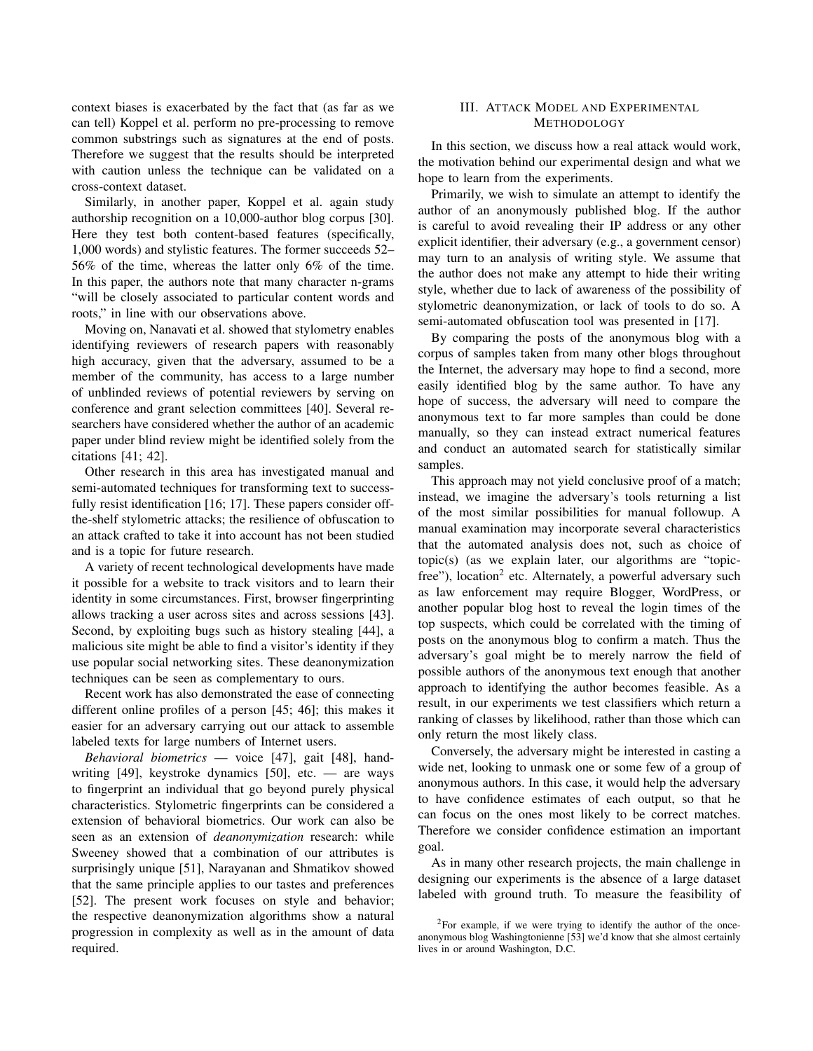context biases is exacerbated by the fact that (as far as we can tell) Koppel et al. perform no pre-processing to remove common substrings such as signatures at the end of posts. Therefore we suggest that the results should be interpreted with caution unless the technique can be validated on a cross-context dataset.

Similarly, in another paper, Koppel et al. again study authorship recognition on a 10,000-author blog corpus [30]. Here they test both content-based features (specifically, 1,000 words) and stylistic features. The former succeeds 52–56% of the time, whereas the latter only 6% of the time. In this paper, the authors note that many character n-grams "will be closely associated to particular content words and roots," in line with our observations above.

Moving on, Nanavati et al. showed that stylometry enables identifying reviewers of research papers with reasonably high accuracy, given that the adversary, assumed to be a member of the community, has access to a large number of unblinded reviews of potential reviewers by serving on conference and grant selection committees [40]. Several researchers have considered whether the author of an academic paper under blind review might be identified solely from the citations [41; 42].

Other research in this area has investigated manual and semi-automated techniques for transforming text to successfully resist identification [16; 17]. These papers consider off-the-shelf stylometric attacks; the resilience of obfuscation to an attack crafted to take it into account has not been studied and is a topic for future research.

A variety of recent technological developments have made it possible for a website to track visitors and to learn their identity in some circumstances. First, browser fingerprinting allows tracking a user across sites and across sessions [43]. Second, by exploiting bugs such as history stealing [44], a malicious site might be able to find a visitor's identity if they use popular social networking sites. These deanonymization techniques can be seen as complementary to ours.

Recent work has also demonstrated the ease of connecting different online profiles of a person [45; 46]; this makes it easier for an adversary carrying out our attack to assemble labeled texts for large numbers of Internet users.

*Behavioral biometrics* — voice [47], gait [48], handwriting [49], keystroke dynamics [50], etc. — are ways to fingerprint an individual that go beyond purely physical characteristics. Stylometric fingerprints can be considered a extension of behavioral biometrics. Our work can also be seen as an extension of *deanonymization* research: while Sweeney showed that a combination of our attributes is surprisingly unique [51], Narayanan and Shmatikov showed that the same principle applies to our tastes and preferences [52]. The present work focuses on style and behavior; the respective deanonymization algorithms show a natural progression in complexity as well as in the amount of data required.

## III. Attack Model and Experimental Methodology

In this section, we discuss how a real attack would work, the motivation behind our experimental design and what we hope to learn from the experiments.

Primarily, we wish to simulate an attempt to identify the author of an anonymously published blog. If the author is careful to avoid revealing their IP address or any other explicit identifier, their adversary (e.g., a government censor) may turn to an analysis of writing style. We assume that the author does not make any attempt to hide their writing style, whether due to lack of awareness of the possibility of stylometric deanonymization, or lack of tools to do so. A semi-automated obfuscation tool was presented in [17].

By comparing the posts of the anonymous blog with a corpus of samples taken from many other blogs throughout the Internet, the adversary may hope to find a second, more easily identified blog by the same author. To have any hope of success, the adversary will need to compare the anonymous text to far more samples than could be done manually, so they can instead extract numerical features and conduct an automated search for statistically similar samples.

This approach may not yield conclusive proof of a match; instead, we imagine the adversary's tools returning a list of the most similar possibilities for manual followup. A manual examination may incorporate several characteristics that the automated analysis does not, such as choice of topic(s) (as we explain later, our algorithms are "topic-free"), location[2] etc. Alternately, a powerful adversary such as law enforcement may require Blogger, WordPress, or another popular blog host to reveal the login times of the top suspects, which could be correlated with the timing of posts on the anonymous blog to confirm a match. Thus the adversary's goal might be to merely narrow the field of possible authors of the anonymous text enough that another approach to identifying the author becomes feasible. As a result, in our experiments we test classifiers which return a ranking of classes by likelihood, rather than those which can only return the most likely class.

Conversely, the adversary might be interested in casting a wide net, looking to unmask one or some few of a group of anonymous authors. In this case, it would help the adversary to have confidence estimates of each output, so that he can focus on the ones most likely to be correct matches. Therefore we consider confidence estimation an important goal.

As in many other research projects, the main challenge in designing our experiments is the absence of a large dataset labeled with ground truth. To measure the feasibility of

[2]For example, if we were trying to identify the author of the once-anonymous blog Washingtonienne [53] we'd know that she almost certainly lives in or around Washington, D.C.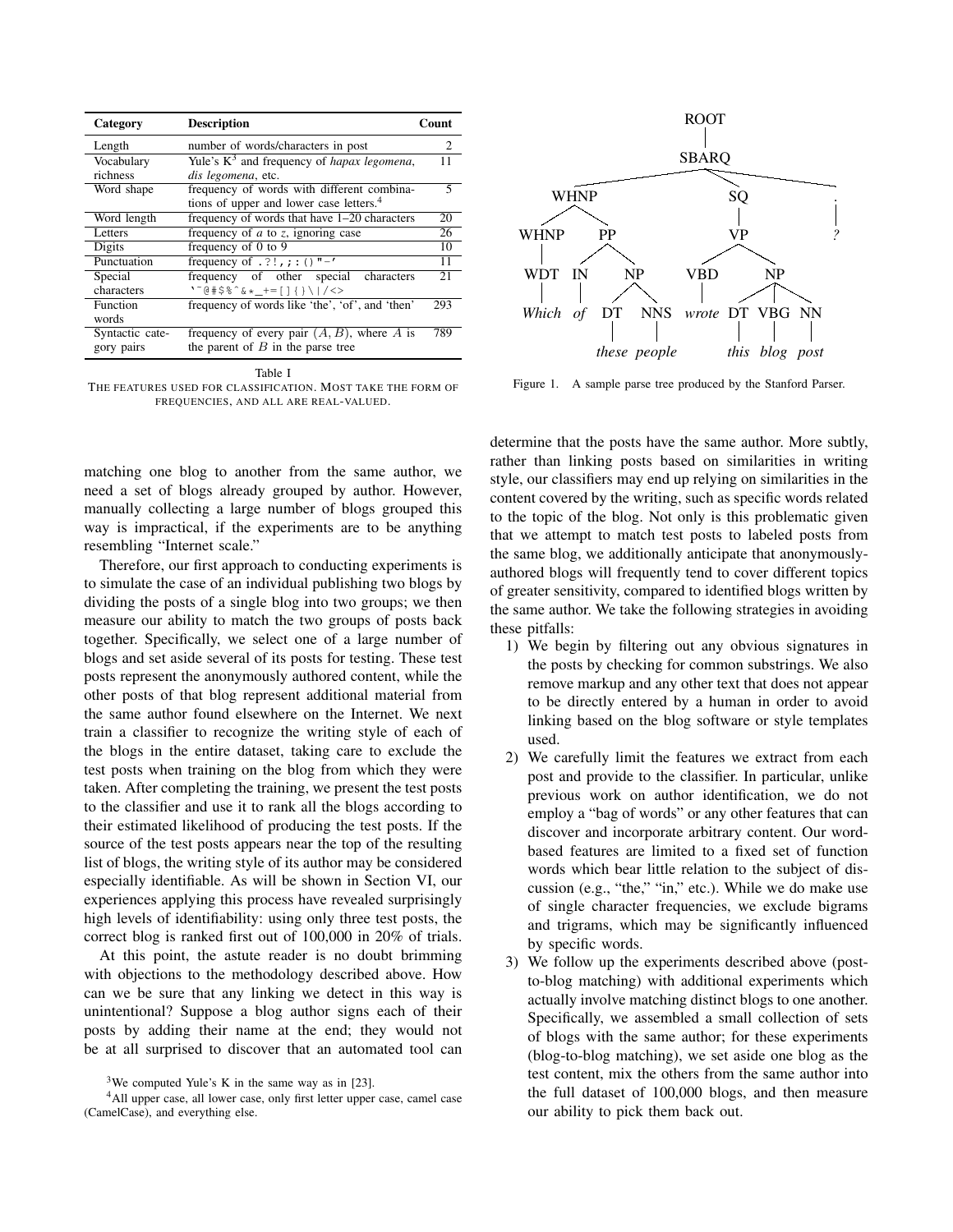| Category | Description | Count |
|---|---|---|
| Length | number of words/characters in post | 2 |
| Vocabulary richness | Yule's K[3] and frequency of *hapax legomena*, *dis legomena*, etc. | 11 |
| Word shape | frequency of words with different combinations of upper and lower case letters.[4] | 5 |
| Word length | frequency of words that have 1–20 characters | 20 |
| Letters | frequency of $a$ to $z$, ignoring case | 26 |
| Digits | frequency of 0 to 9 | 10 |
| Punctuation | frequency of `. ? ! , ; : ( ) " - '` | 11 |
| Special characters | frequency of other special characters `` ` ~ @ # $ % ^ & * _ + = [ ] { } \ | / < > `` | 21 |
| Function words | frequency of words like 'the', 'of', and 'then' | 293 |
| Syntactic category pairs | frequency of every pair $(A, B)$, where $A$ is the parent of $B$ in the parse tree | 789 |

Table I
THE FEATURES USED FOR CLASSIFICATION. MOST TAKE THE FORM OF FREQUENCIES, AND ALL ARE REAL-VALUED.

```
ROOT
└── SBARQ
    ├── WHNP
    │   ├── WHNP
    │   │   └── WDT — Which
    │   └── PP
    │       ├── IN — of
    │       └── NP
    │           ├── DT — these
    │           └── NNS — people
    ├── SQ
    │   └── VP
    │       ├── VBD — wrote
    │       └── NP
    │           ├── DT — this
    │           ├── VBG — blog
    │           └── NN — post
    └── . — ?
```

Figure 1. A sample parse tree produced by the Stanford Parser.

matching one blog to another from the same author, we need a set of blogs already grouped by author. However, manually collecting a large number of blogs grouped this way is impractical, if the experiments are to be anything resembling "Internet scale."

Therefore, our first approach to conducting experiments is to simulate the case of an individual publishing two blogs by dividing the posts of a single blog into two groups; we then measure our ability to match the two groups of posts back together. Specifically, we select one of a large number of blogs and set aside several of its posts for testing. These test posts represent the anonymously authored content, while the other posts of that blog represent additional material from the same author found elsewhere on the Internet. We next train a classifier to recognize the writing style of each of the blogs in the entire dataset, taking care to exclude the test posts when training on the blog from which they were taken. After completing the training, we present the test posts to the classifier and use it to rank all the blogs according to their estimated likelihood of producing the test posts. If the source of the test posts appears near the top of the resulting list of blogs, the writing style of its author may be considered especially identifiable. As will be shown in Section VI, our experiences applying this process have revealed surprisingly high levels of identifiability: using only three test posts, the correct blog is ranked first out of 100,000 in 20% of trials.

At this point, the astute reader is no doubt brimming with objections to the methodology described above. How can we be sure that any linking we detect in this way is unintentional? Suppose a blog author signs each of their posts by adding their name at the end; they would not be at all surprised to discover that an automated tool can determine that the posts have the same author. More subtly, rather than linking posts based on similarities in writing style, our classifiers may end up relying on similarities in the content covered by the writing, such as specific words related to the topic of the blog. Not only is this problematic given that we attempt to match test posts to labeled posts from the same blog, we additionally anticipate that anonymously-authored blogs will frequently tend to cover different topics of greater sensitivity, compared to identified blogs written by the same author. We take the following strategies in avoiding these pitfalls:

1) We begin by filtering out any obvious signatures in the posts by checking for common substrings. We also remove markup and any other text that does not appear to be directly entered by a human in order to avoid linking based on the blog software or style templates used.
2) We carefully limit the features we extract from each post and provide to the classifier. In particular, unlike previous work on author identification, we do not employ a "bag of words" or any other features that can discover and incorporate arbitrary content. Our word-based features are limited to a fixed set of function words which bear little relation to the subject of discussion (e.g., "the," "in," etc.). While we do make use of single character frequencies, we exclude bigrams and trigrams, which may be significantly influenced by specific words.
3) We follow up the experiments described above (post-to-blog matching) with additional experiments which actually involve matching distinct blogs to one another. Specifically, we assembled a small collection of sets of blogs with the same author; for these experiments (blog-to-blog matching), we set aside one blog as the test content, mix the others from the same author into the full dataset of 100,000 blogs, and then measure our ability to pick them back out.

[3] We computed Yule's K in the same way as in [23].

[4] All upper case, all lower case, only first letter upper case, camel case (CamelCase), and everything else.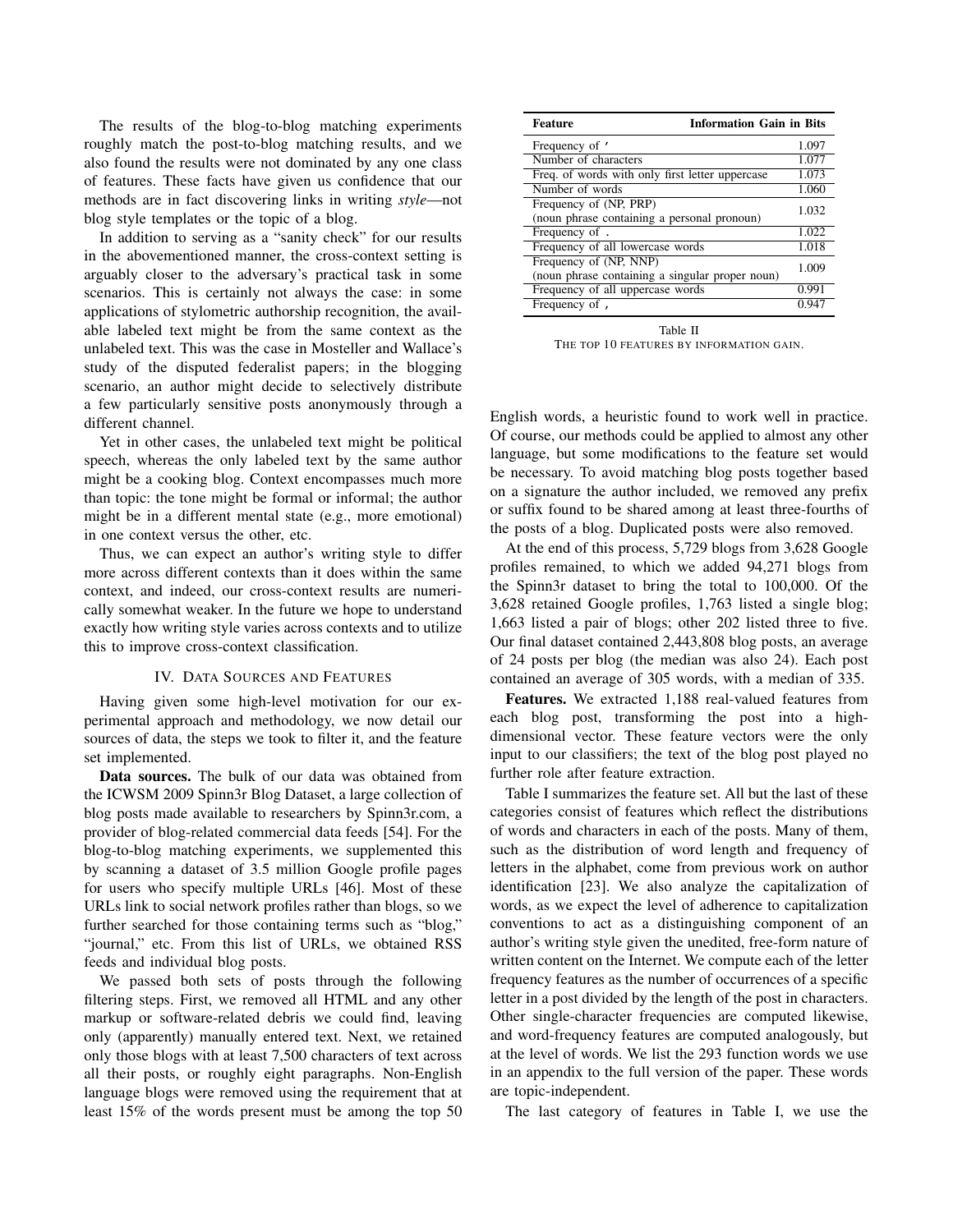The results of the blog-to-blog matching experiments roughly match the post-to-blog matching results, and we also found the results were not dominated by any one class of features. These facts have given us confidence that our methods are in fact discovering links in writing *style*—not blog style templates or the topic of a blog.

In addition to serving as a "sanity check" for our results in the abovementioned manner, the cross-context setting is arguably closer to the adversary's practical task in some scenarios. This is certainly not always the case: in some applications of stylometric authorship recognition, the available labeled text might be from the same context as the unlabeled text. This was the case in Mosteller and Wallace's study of the disputed federalist papers; in the blogging scenario, an author might decide to selectively distribute a few particularly sensitive posts anonymously through a different channel.

Yet in other cases, the unlabeled text might be political speech, whereas the only labeled text by the same author might be a cooking blog. Context encompasses much more than topic: the tone might be formal or informal; the author might be in a different mental state (e.g., more emotional) in one context versus the other, etc.

Thus, we can expect an author's writing style to differ more across different contexts than it does within the same context, and indeed, our cross-context results are numerically somewhat weaker. In the future we hope to understand exactly how writing style varies across contexts and to utilize this to improve cross-context classification.

## IV. Data Sources and Features

Having given some high-level motivation for our experimental approach and methodology, we now detail our sources of data, the steps we took to filter it, and the feature set implemented.

**Data sources.** The bulk of our data was obtained from the ICWSM 2009 Spinn3r Blog Dataset, a large collection of blog posts made available to researchers by Spinn3r.com, a provider of blog-related commercial data feeds [54]. For the blog-to-blog matching experiments, we supplemented this by scanning a dataset of 3.5 million Google profile pages for users who specify multiple URLs [46]. Most of these URLs link to social network profiles rather than blogs, so we further searched for those containing terms such as "blog," "journal," etc. From this list of URLs, we obtained RSS feeds and individual blog posts.

We passed both sets of posts through the following filtering steps. First, we removed all HTML and any other markup or software-related debris we could find, leaving only (apparently) manually entered text. Next, we retained only those blogs with at least 7,500 characters of text across all their posts, or roughly eight paragraphs. Non-English language blogs were removed using the requirement that at least 15% of the words present must be among the top 50 English words, a heuristic found to work well in practice. Of course, our methods could be applied to almost any other language, but some modifications to the feature set would be necessary. To avoid matching blog posts together based on a signature the author included, we removed any prefix or suffix found to be shared among at least three-fourths of the posts of a blog. Duplicated posts were also removed.

| Feature | Information Gain in Bits |
|---|---|
| Frequency of ' | 1.097 |
| Number of characters | 1.077 |
| Freq. of words with only first letter uppercase | 1.073 |
| Number of words | 1.060 |
| Frequency of (NP, PRP) (noun phrase containing a personal pronoun) | 1.032 |
| Frequency of . | 1.022 |
| Frequency of all lowercase words | 1.018 |
| Frequency of (NP, NNP) (noun phrase containing a singular proper noun) | 1.009 |
| Frequency of all uppercase words | 0.991 |
| Frequency of , | 0.947 |

Table II
THE TOP 10 FEATURES BY INFORMATION GAIN.

At the end of this process, 5,729 blogs from 3,628 Google profiles remained, to which we added 94,271 blogs from the Spinn3r dataset to bring the total to 100,000. Of the 3,628 retained Google profiles, 1,763 listed a single blog; 1,663 listed a pair of blogs; other 202 listed three to five. Our final dataset contained 2,443,808 blog posts, an average of 24 posts per blog (the median was also 24). Each post contained an average of 305 words, with a median of 335.

**Features.** We extracted 1,188 real-valued features from each blog post, transforming the post into a high-dimensional vector. These feature vectors were the only input to our classifiers; the text of the blog post played no further role after feature extraction.

Table I summarizes the feature set. All but the last of these categories consist of features which reflect the distributions of words and characters in each of the posts. Many of them, such as the distribution of word length and frequency of letters in the alphabet, come from previous work on author identification [23]. We also analyze the capitalization of words, as we expect the level of adherence to capitalization conventions to act as a distinguishing component of an author's writing style given the unedited, free-form nature of written content on the Internet. We compute each of the letter frequency features as the number of occurrences of a specific letter in a post divided by the length of the post in characters. Other single-character frequencies are computed likewise, and word-frequency features are computed analogously, but at the level of words. We list the 293 function words we use in an appendix to the full version of the paper. These words are topic-independent.

The last category of features in Table I, we use the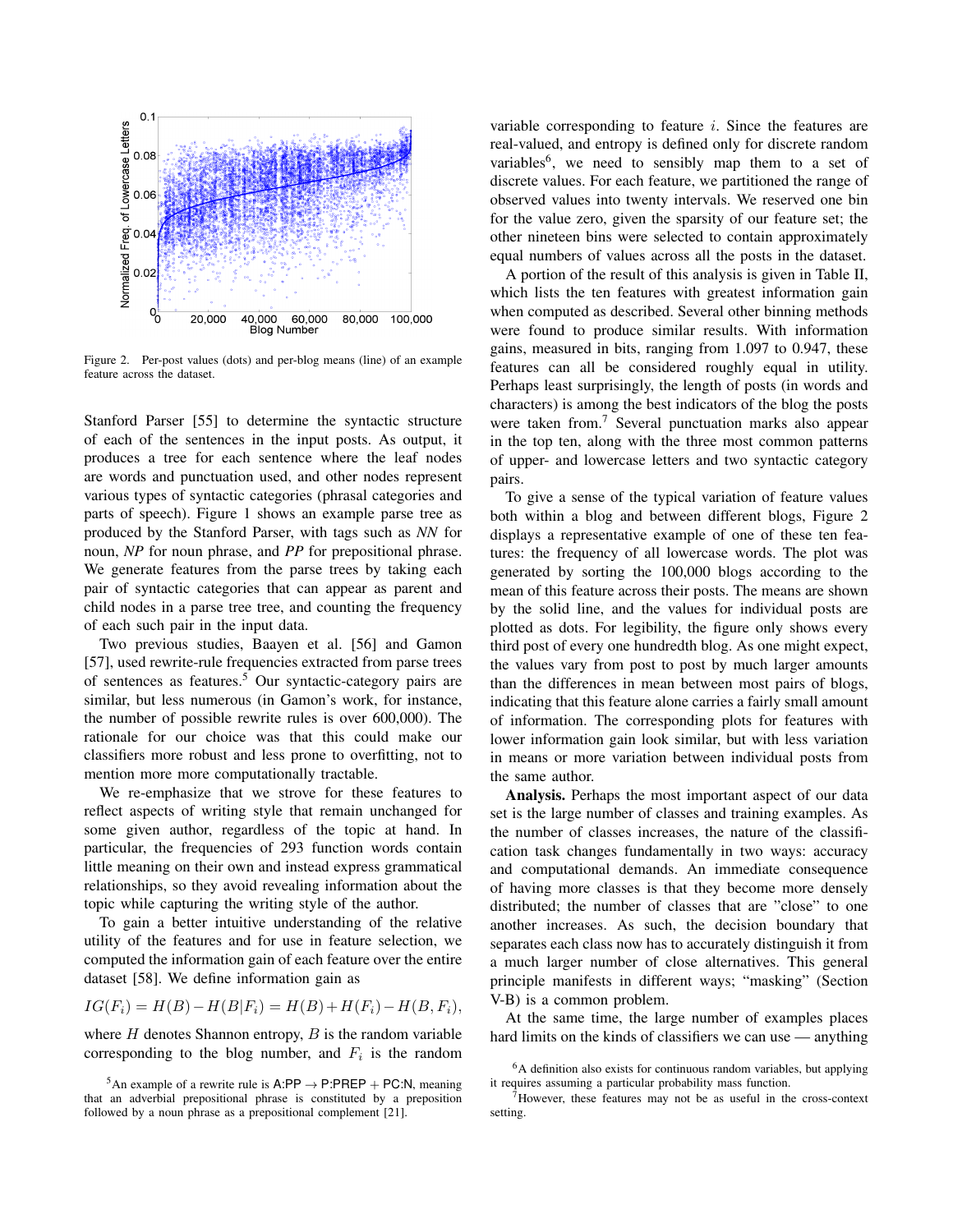Figure 2. Per-post values (dots) and per-blog means (line) of an example feature across the dataset.

Stanford Parser [55] to determine the syntactic structure of each of the sentences in the input posts. As output, it produces a tree for each sentence where the leaf nodes are words and punctuation used, and other nodes represent various types of syntactic categories (phrasal categories and parts of speech). Figure 1 shows an example parse tree as produced by the Stanford Parser, with tags such as *NN* for noun, *NP* for noun phrase, and *PP* for prepositional phrase. We generate features from the parse trees by taking each pair of syntactic categories that can appear as parent and child nodes in a parse tree tree, and counting the frequency of each such pair in the input data.

Two previous studies, Baayen et al. [56] and Gamon [57], used rewrite-rule frequencies extracted from parse trees of sentences as features.[5] Our syntactic-category pairs are similar, but less numerous (in Gamon's work, for instance, the number of possible rewrite rules is over 600,000). The rationale for our choice was that this could make our classifiers more robust and less prone to overfitting, not to mention more more computationally tractable.

We re-emphasize that we strove for these features to reflect aspects of writing style that remain unchanged for some given author, regardless of the topic at hand. In particular, the frequencies of 293 function words contain little meaning on their own and instead express grammatical relationships, so they avoid revealing information about the topic while capturing the writing style of the author.

To gain a better intuitive understanding of the relative utility of the features and for use in feature selection, we computed the information gain of each feature over the entire dataset [58]. We define information gain as

$$IG(F_i) = H(B) - H(B|F_i) = H(B) + H(F_i) - H(B, F_i),$$

where $H$ denotes Shannon entropy, $B$ is the random variable corresponding to the blog number, and $F_i$ is the random variable corresponding to feature $i$. Since the features are real-valued, and entropy is defined only for discrete random variables[6], we need to sensibly map them to a set of discrete values. For each feature, we partitioned the range of observed values into twenty intervals. We reserved one bin for the value zero, given the sparsity of our feature set; the other nineteen bins were selected to contain approximately equal numbers of values across all the posts in the dataset.

A portion of the result of this analysis is given in Table II, which lists the ten features with greatest information gain when computed as described. Several other binning methods were found to produce similar results. With information gains, measured in bits, ranging from 1.097 to 0.947, these features can all be considered roughly equal in utility. Perhaps least surprisingly, the length of posts (in words and characters) is among the best indicators of the blog the posts were taken from.[7] Several punctuation marks also appear in the top ten, along with the three most common patterns of upper- and lowercase letters and two syntactic category pairs.

To give a sense of the typical variation of feature values both within a blog and between different blogs, Figure 2 displays a representative example of one of these ten features: the frequency of all lowercase words. The plot was generated by sorting the 100,000 blogs according to the mean of this feature across their posts. The means are shown by the solid line, and the values for individual posts are plotted as dots. For legibility, the figure only shows every third post of every one hundredth blog. As one might expect, the values vary from post to post by much larger amounts than the differences in mean between most pairs of blogs, indicating that this feature alone carries a fairly small amount of information. The corresponding plots for features with lower information gain look similar, but with less variation in means or more variation between individual posts from the same author.

**Analysis.** Perhaps the most important aspect of our data set is the large number of classes and training examples. As the number of classes increases, the nature of the classification task changes fundamentally in two ways: accuracy and computational demands. An immediate consequence of having more classes is that they become more densely distributed; the number of classes that are "close" to one another increases. As such, the decision boundary that separates each class now has to accurately distinguish it from a much larger number of close alternatives. This general principle manifests in different ways; "masking" (Section V-B) is a common problem.

At the same time, the large number of examples places hard limits on the kinds of classifiers we can use — anything

[5] An example of a rewrite rule is A:PP → P:PREP + PC:N, meaning that an adverbial prepositional phrase is constituted by a preposition followed by a noun phrase as a prepositional complement [21].

[6] A definition also exists for continuous random variables, but applying it requires assuming a particular probability mass function.

[7] However, these features may not be as useful in the cross-context setting.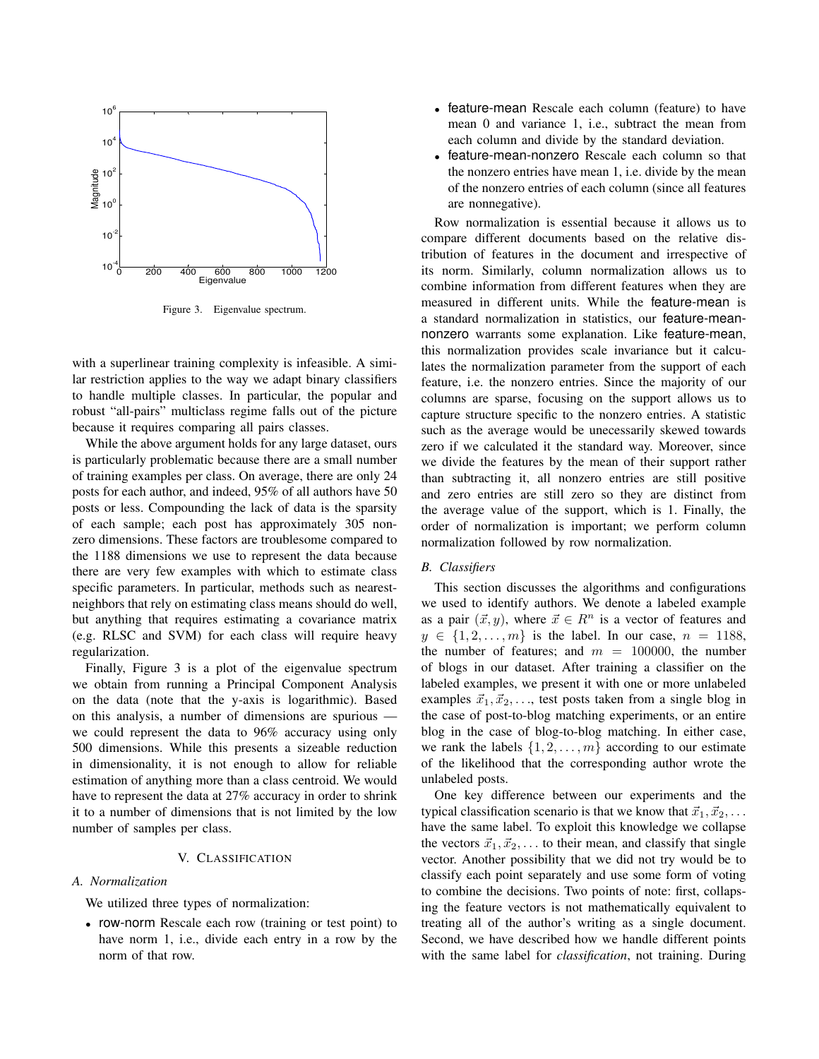Figure 3. Eigenvalue spectrum.

with a superlinear training complexity is infeasible. A similar restriction applies to the way we adapt binary classifiers to handle multiple classes. In particular, the popular and robust "all-pairs" multiclass regime falls out of the picture because it requires comparing all pairs classes.

While the above argument holds for any large dataset, ours is particularly problematic because there are a small number of training examples per class. On average, there are only 24 posts for each author, and indeed, 95% of all authors have 50 posts or less. Compounding the lack of data is the sparsity of each sample; each post has approximately 305 nonzero dimensions. These factors are troublesome compared to the 1188 dimensions we use to represent the data because there are very few examples with which to estimate class specific parameters. In particular, methods such as nearest-neighbors that rely on estimating class means should do well, but anything that requires estimating a covariance matrix (e.g. RLSC and SVM) for each class will require heavy regularization.

Finally, Figure 3 is a plot of the eigenvalue spectrum we obtain from running a Principal Component Analysis on the data (note that the y-axis is logarithmic). Based on this analysis, a number of dimensions are spurious — we could represent the data to 96% accuracy using only 500 dimensions. While this presents a sizeable reduction in dimensionality, it is not enough to allow for reliable estimation of anything more than a class centroid. We would have to represent the data at 27% accuracy in order to shrink it to a number of dimensions that is not limited by the low number of samples per class.

## V. Classification

### A. Normalization

We utilized three types of normalization:

- row-norm Rescale each row (training or test point) to have norm 1, i.e., divide each entry in a row by the norm of that row.
- feature-mean Rescale each column (feature) to have mean 0 and variance 1, i.e., subtract the mean from each column and divide by the standard deviation.
- feature-mean-nonzero Rescale each column so that the nonzero entries have mean 1, i.e. divide by the mean of the nonzero entries of each column (since all features are nonnegative).

Row normalization is essential because it allows us to compare different documents based on the relative distribution of features in the document and irrespective of its norm. Similarly, column normalization allows us to combine information from different features when they are measured in different units. While the feature-mean is a standard normalization in statistics, our feature-mean-nonzero warrants some explanation. Like feature-mean, this normalization provides scale invariance but it calculates the normalization parameter from the support of each feature, i.e. the nonzero entries. Since the majority of our columns are sparse, focusing on the support allows us to capture structure specific to the nonzero entries. A statistic such as the average would be unnecessarily skewed towards zero if we calculated it the standard way. Moreover, since we divide the features by the mean of their support rather than subtracting it, all nonzero entries are still positive and zero entries are still zero so they are distinct from the average value of the support, which is 1. Finally, the order of normalization is important; we perform column normalization followed by row normalization.

### B. Classifiers

This section discusses the algorithms and configurations we used to identify authors. We denote a labeled example as a pair $(\vec{x}, y)$, where $\vec{x} \in R^n$ is a vector of features and $y \in \{1, 2, \ldots, m\}$ is the label. In our case, $n = 1188$, the number of features; and $m = 100000$, the number of blogs in our dataset. After training a classifier on the labeled examples, we present it with one or more unlabeled examples $\vec{x}_1, \vec{x}_2, \ldots$, test posts taken from a single blog in the case of post-to-blog matching experiments, or an entire blog in the case of blog-to-blog matching. In either case, we rank the labels $\{1, 2, \ldots, m\}$ according to our estimate of the likelihood that the corresponding author wrote the unlabeled posts.

One key difference between our experiments and the typical classification scenario is that we know that $\vec{x}_1, \vec{x}_2, \ldots$ have the same label. To exploit this knowledge we collapse the vectors $\vec{x}_1, \vec{x}_2, \ldots$ to their mean, and classify that single vector. Another possibility that we did not try would be to classify each point separately and use some form of voting to combine the decisions. Two points of note: first, collapsing the feature vectors is not mathematically equivalent to treating all of the author's writing as a single document. Second, we have described how we handle different points with the same label for *classification*, not training. During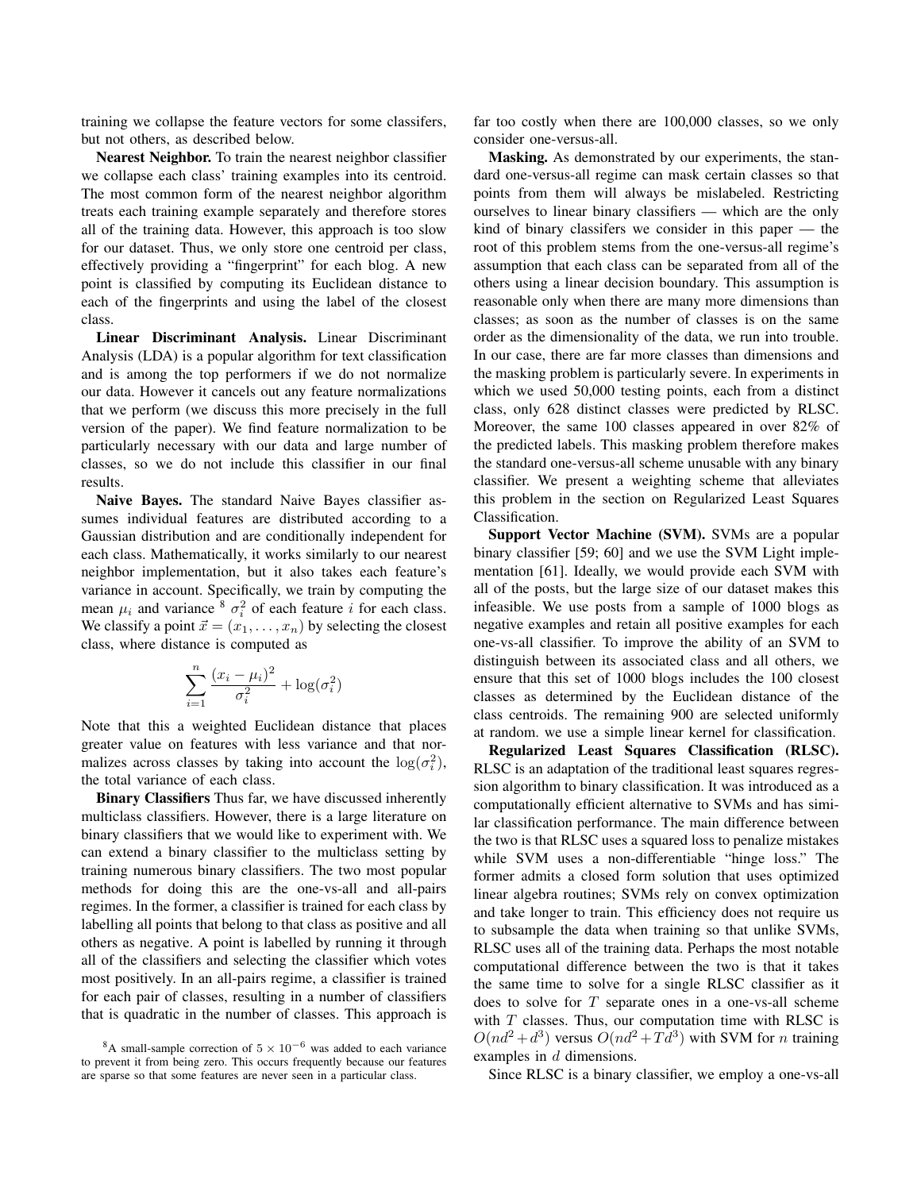training we collapse the feature vectors for some classifers, but not others, as described below.

**Nearest Neighbor.** To train the nearest neighbor classifier we collapse each class' training examples into its centroid. The most common form of the nearest neighbor algorithm treats each training example separately and therefore stores all of the training data. However, this approach is too slow for our dataset. Thus, we only store one centroid per class, effectively providing a "fingerprint" for each blog. A new point is classified by computing its Euclidean distance to each of the fingerprints and using the label of the closest class.

**Linear Discriminant Analysis.** Linear Discriminant Analysis (LDA) is a popular algorithm for text classification and is among the top performers if we do not normalize our data. However it cancels out any feature normalizations that we perform (we discuss this more precisely in the full version of the paper). We find feature normalization to be particularly necessary with our data and large number of classes, so we do not include this classifier in our final results.

**Naive Bayes.** The standard Naive Bayes classifier assumes individual features are distributed according to a Gaussian distribution and are conditionally independent for each class. Mathematically, it works similarly to our nearest neighbor implementation, but it also takes each feature's variance in account. Specifically, we train by computing the mean $\mu_i$ and variance [8] $\sigma_i^2$ of each feature $i$ for each class. We classify a point $\vec{x} = (x_1, \ldots, x_n)$ by selecting the closest class, where distance is computed as

$$\sum_{i=1}^{n} \frac{(x_i - \mu_i)^2}{\sigma_i^2} + \log(\sigma_i^2)$$

Note that this a weighted Euclidean distance that places greater value on features with less variance and that normalizes across classes by taking into account the $\log(\sigma_i^2)$, the total variance of each class.

**Binary Classifiers** Thus far, we have discussed inherently multiclass classifiers. However, there is a large literature on binary classifiers that we would like to experiment with. We can extend a binary classifier to the multiclass setting by training numerous binary classifiers. The two most popular methods for doing this are the one-vs-all and all-pairs regimes. In the former, a classifier is trained for each class by labelling all points that belong to that class as positive and all others as negative. A point is labelled by running it through all of the classifiers and selecting the classifier which votes most positively. In an all-pairs regime, a classifier is trained for each pair of classes, resulting in a number of classifiers that is quadratic in the number of classes. This approach is far too costly when there are 100,000 classes, so we only consider one-versus-all.

**Masking.** As demonstrated by our experiments, the standard one-versus-all regime can mask certain classes so that points from them will always be mislabeled. Restricting ourselves to linear binary classifiers — which are the only kind of binary classifers we consider in this paper — the root of this problem stems from the one-versus-all regime's assumption that each class can be separated from all of the others using a linear decision boundary. This assumption is reasonable only when there are many more dimensions than classes; as soon as the number of classes is on the same order as the dimensionality of the data, we run into trouble. In our case, there are far more classes than dimensions and the masking problem is particularly severe. In experiments in which we used 50,000 testing points, each from a distinct class, only 628 distinct classes were predicted by RLSC. Moreover, the same 100 classes appeared in over 82% of the predicted labels. This masking problem therefore makes the standard one-versus-all scheme unusable with any binary classifier. We present a weighting scheme that alleviates this problem in the section on Regularized Least Squares Classification.

**Support Vector Machine (SVM).** SVMs are a popular binary classifier [59; 60] and we use the SVM Light implementation [61]. Ideally, we would provide each SVM with all of the posts, but the large size of our dataset makes this infeasible. We use posts from a sample of 1000 blogs as negative examples and retain all positive examples for each one-vs-all classifier. To improve the ability of an SVM to distinguish between its associated class and all others, we ensure that this set of 1000 blogs includes the 100 closest classes as determined by the Euclidean distance of the class centroids. The remaining 900 are selected uniformly at random. we use a simple linear kernel for classification.

**Regularized Least Squares Classification (RLSC).** RLSC is an adaptation of the traditional least squares regression algorithm to binary classification. It was introduced as a computationally efficient alternative to SVMs and has similar classification performance. The main difference between the two is that RLSC uses a squared loss to penalize mistakes while SVM uses a non-differentiable "hinge loss." The former admits a closed form solution that uses optimized linear algebra routines; SVMs rely on convex optimization and take longer to train. This efficiency does not require us to subsample the data when training so that unlike SVMs, RLSC uses all of the training data. Perhaps the most notable computational difference between the two is that it takes the same time to solve for a single RLSC classifier as it does to solve for $T$ separate ones in a one-vs-all scheme with $T$ classes. Thus, our computation time with RLSC is $O(nd^2 + d^3)$ versus $O(nd^2 + Td^3)$ with SVM for $n$ training examples in $d$ dimensions.

Since RLSC is a binary classifier, we employ a one-vs-all

[8] A small-sample correction of $5 \times 10^{-6}$ was added to each variance to prevent it from being zero. This occurs frequently because our features are sparse so that some features are never seen in a particular class.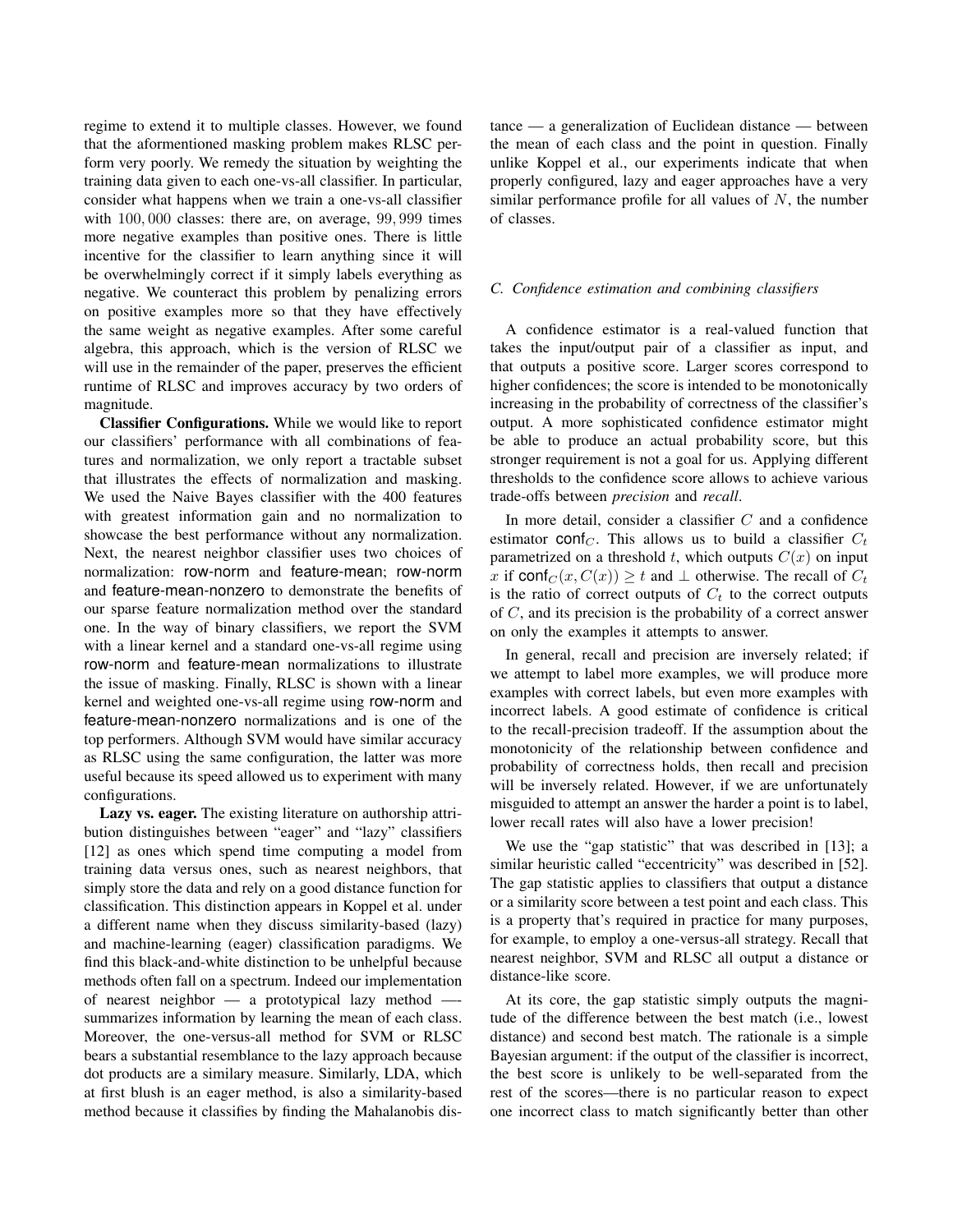regime to extend it to multiple classes. However, we found that the aforementioned masking problem makes RLSC perform very poorly. We remedy the situation by weighting the training data given to each one-vs-all classifier. In particular, consider what happens when we train a one-vs-all classifier with $100,000$ classes: there are, on average, $99,999$ times more negative examples than positive ones. There is little incentive for the classifier to learn anything since it will be overwhelmingly correct if it simply labels everything as negative. We counteract this problem by penalizing errors on positive examples more so that they have effectively the same weight as negative examples. After some careful algebra, this approach, which is the version of RLSC we will use in the remainder of the paper, preserves the efficient runtime of RLSC and improves accuracy by two orders of magnitude.

**Classifier Configurations.** While we would like to report our classifiers' performance with all combinations of features and normalization, we only report a tractable subset that illustrates the effects of normalization and masking. We used the Naive Bayes classifier with the 400 features with greatest information gain and no normalization to showcase the best performance without any normalization. Next, the nearest neighbor classifier uses two choices of normalization: row-norm and feature-mean; row-norm and feature-mean-nonzero to demonstrate the benefits of our sparse feature normalization method over the standard one. In the way of binary classifiers, we report the SVM with a linear kernel and a standard one-vs-all regime using row-norm and feature-mean normalizations to illustrate the issue of masking. Finally, RLSC is shown with a linear kernel and weighted one-vs-all regime using row-norm and feature-mean-nonzero normalizations and is one of the top performers. Although SVM would have similar accuracy as RLSC using the same configuration, the latter was more useful because its speed allowed us to experiment with many configurations.

**Lazy vs. eager.** The existing literature on authorship attribution distinguishes between "eager" and "lazy" classifiers [12] as ones which spend time computing a model from training data versus ones, such as nearest neighbors, that simply store the data and rely on a good distance function for classification. This distinction appears in Koppel et al. under a different name when they discuss similarity-based (lazy) and machine-learning (eager) classification paradigms. We find this black-and-white distinction to be unhelpful because methods often fall on a spectrum. Indeed our implementation of nearest neighbor — a prototypical lazy method —- summarizes information by learning the mean of each class. Moreover, the one-versus-all method for SVM or RLSC bears a substantial resemblance to the lazy approach because dot products are a similary measure. Similarly, LDA, which at first blush is an eager method, is also a similarity-based method because it classifies by finding the Mahalanobis distance — a generalization of Euclidean distance — between the mean of each class and the point in question. Finally unlike Koppel et al., our experiments indicate that when properly configured, lazy and eager approaches have a very similar performance profile for all values of $N$, the number of classes.

### C. Confidence estimation and combining classifiers

A confidence estimator is a real-valued function that takes the input/output pair of a classifier as input, and that outputs a positive score. Larger scores correspond to higher confidences; the score is intended to be monotonically increasing in the probability of correctness of the classifier's output. A more sophisticated confidence estimator might be able to produce an actual probability score, but this stronger requirement is not a goal for us. Applying different thresholds to the confidence score allows to achieve various trade-offs between *precision* and *recall*.

In more detail, consider a classifier $C$ and a confidence estimator $\mathsf{conf}_C$. This allows us to build a classifier $C_t$ parametrized on a threshold $t$, which outputs $C(x)$ on input $x$ if $\mathsf{conf}_C(x, C(x)) \geq t$ and $\perp$ otherwise. The recall of $C_t$ is the ratio of correct outputs of $C_t$ to the correct outputs of $C$, and its precision is the probability of a correct answer on only the examples it attempts to answer.

In general, recall and precision are inversely related; if we attempt to label more examples, we will produce more examples with correct labels, but even more examples with incorrect labels. A good estimate of confidence is critical to the recall-precision tradeoff. If the assumption about the monotonicity of the relationship between confidence and probability of correctness holds, then recall and precision will be inversely related. However, if we are unfortunately misguided to attempt an answer the harder a point is to label, lower recall rates will also have a lower precision!

We use the "gap statistic" that was described in [13]; a similar heuristic called "eccentricity" was described in [52]. The gap statistic applies to classifiers that output a distance or a similarity score between a test point and each class. This is a property that's required in practice for many purposes, for example, to employ a one-versus-all strategy. Recall that nearest neighbor, SVM and RLSC all output a distance or distance-like score.

At its core, the gap statistic simply outputs the magnitude of the difference between the best match (i.e., lowest distance) and second best match. The rationale is a simple Bayesian argument: if the output of the classifier is incorrect, the best score is unlikely to be well-separated from the rest of the scores—there is no particular reason to expect one incorrect class to match significantly better than other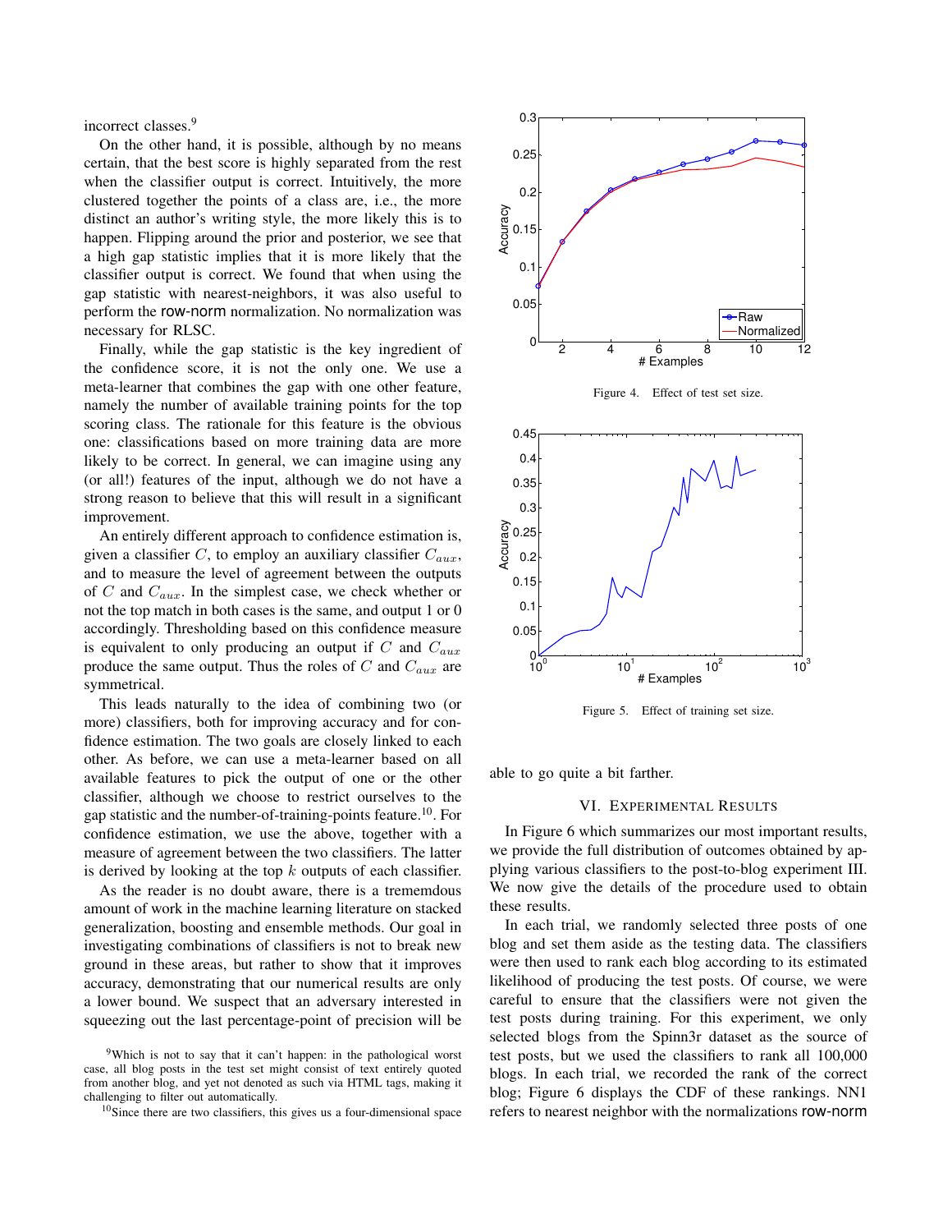incorrect classes.[9]

On the other hand, it is possible, although by no means certain, that the best score is highly separated from the rest when the classifier output is correct. Intuitively, the more clustered together the points of a class are, i.e., the more distinct an author's writing style, the more likely this is to happen. Flipping around the prior and posterior, we see that a high gap statistic implies that it is more likely that the classifier output is correct. We found that when using the gap statistic with nearest-neighbors, it was also useful to perform the row-norm normalization. No normalization was necessary for RLSC.

Finally, while the gap statistic is the key ingredient of the confidence score, it is not the only one. We use a meta-learner that combines the gap with one other feature, namely the number of available training points for the top scoring class. The rationale for this feature is the obvious one: classifications based on more training data are more likely to be correct. In general, we can imagine using any (or all!) features of the input, although we do not have a strong reason to believe that this will result in a significant improvement.

An entirely different approach to confidence estimation is, given a classifier $C$, to employ an auxiliary classifier $C_{aux}$, and to measure the level of agreement between the outputs of $C$ and $C_{aux}$. In the simplest case, we check whether or not the top match in both cases is the same, and output 1 or 0 accordingly. Thresholding based on this confidence measure is equivalent to only producing an output if $C$ and $C_{aux}$ produce the same output. Thus the roles of $C$ and $C_{aux}$ are symmetrical.

This leads naturally to the idea of combining two (or more) classifiers, both for improving accuracy and for confidence estimation. The two goals are closely linked to each other. As before, we can use a meta-learner based on all available features to pick the output of one or the other classifier, although we choose to restrict ourselves to the gap statistic and the number-of-training-points feature.[10]. For confidence estimation, we use the above, together with a measure of agreement between the two classifiers. The latter is derived by looking at the top $k$ outputs of each classifier.

As the reader is no doubt aware, there is a tremendous amount of work in the machine learning literature on stacked generalization, boosting and ensemble methods. Our goal in investigating combinations of classifiers is not to break new ground in these areas, but rather to show that it improves accuracy, demonstrating that our numerical results are only a lower bound. We suspect that an adversary interested in squeezing out the last percentage-point of precision will be able to go quite a bit farther.

Figure 4. Effect of test set size.

Figure 5. Effect of training set size.

## VI. Experimental Results

In Figure 6 which summarizes our most important results, we provide the full distribution of outcomes obtained by applying various classifiers to the post-to-blog experiment III. We now give the details of the procedure used to obtain these results.

In each trial, we randomly selected three posts of one blog and set them aside as the testing data. The classifiers were then used to rank each blog according to its estimated likelihood of producing the test posts. Of course, we were careful to ensure that the classifiers were not given the test posts during training. For this experiment, we only selected blogs from the Spinn3r dataset as the source of test posts, but we used the classifiers to rank all 100,000 blogs. In each trial, we recorded the rank of the correct blog; Figure 6 displays the CDF of these rankings. NN1 refers to nearest neighbor with the normalizations row-norm

[9] Which is not to say that it can't happen: in the pathological worst case, all blog posts in the test set might consist of text entirely quoted from another blog, and yet not denoted as such via HTML tags, making it challenging to filter out automatically.

[10] Since there are two classifiers, this gives us a four-dimensional space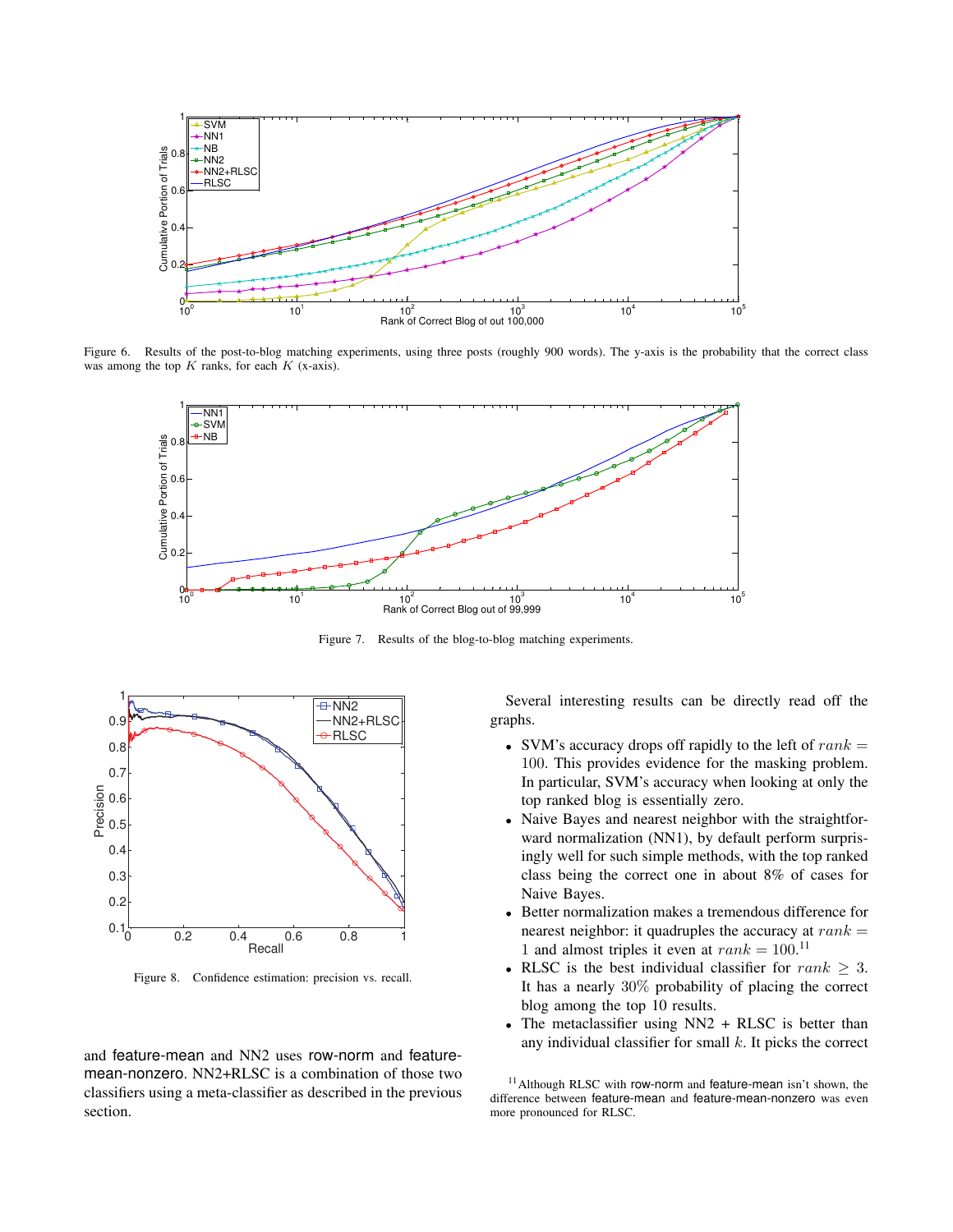Figure 6. Results of the post-to-blog matching experiments, using three posts (roughly 900 words). The y-axis is the probability that the correct class was among the top $K$ ranks, for each $K$ (x-axis).

Figure 7. Results of the blog-to-blog matching experiments.

Figure 8. Confidence estimation: precision vs. recall.

and feature-mean and NN2 uses row-norm and feature-mean-nonzero. NN2+RLSC is a combination of those two classifiers using a meta-classifier as described in the previous section.

Several interesting results can be directly read off the graphs.

- SVM's accuracy drops off rapidly to the left of $rank = 100$. This provides evidence for the masking problem. In particular, SVM's accuracy when looking at only the top ranked blog is essentially zero.
- Naive Bayes and nearest neighbor with the straightforward normalization (NN1), by default perform surprisingly well for such simple methods, with the top ranked class being the correct one in about 8% of cases for Naive Bayes.
- Better normalization makes a tremendous difference for nearest neighbor: it quadruples the accuracy at $rank = 1$ and almost triples it even at $rank = 100$.[11]
- RLSC is the best individual classifier for $rank \geq 3$. It has a nearly 30% probability of placing the correct blog among the top 10 results.
- The metaclassifier using NN2 + RLSC is better than any individual classifier for small $k$. It picks the correct

[11] Although RLSC with row-norm and feature-mean isn't shown, the difference between feature-mean and feature-mean-nonzero was even more pronounced for RLSC.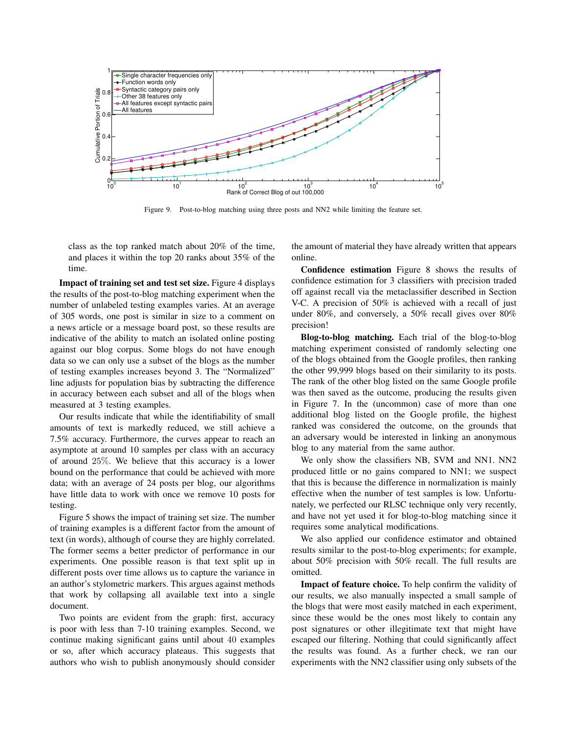Figure 9. Post-to-blog matching using three posts and NN2 while limiting the feature set.

class as the top ranked match about 20% of the time, and places it within the top 20 ranks about 35% of the time.

**Impact of training set and test set size.** Figure 4 displays the results of the post-to-blog matching experiment when the number of unlabeled testing examples varies. At an average of 305 words, one post is similar in size to a comment on a news article or a message board post, so these results are indicative of the ability to match an isolated online posting against our blog corpus. Some blogs do not have enough data so we can only use a subset of the blogs as the number of testing examples increases beyond 3. The "Normalized" line adjusts for population bias by subtracting the difference in accuracy between each subset and all of the blogs when measured at 3 testing examples.

Our results indicate that while the identifiability of small amounts of text is markedly reduced, we still achieve a 7.5% accuracy. Furthermore, the curves appear to reach an asymptote at around 10 samples per class with an accuracy of around 25%. We believe that this accuracy is a lower bound on the performance that could be achieved with more data; with an average of 24 posts per blog, our algorithms have little data to work with once we remove 10 posts for testing.

Figure 5 shows the impact of training set size. The number of training examples is a different factor from the amount of text (in words), although of course they are highly correlated. The former seems a better predictor of performance in our experiments. One possible reason is that text split up in different posts over time allows us to capture the variance in an author's stylometric markers. This argues against methods that work by collapsing all available text into a single document.

Two points are evident from the graph: first, accuracy is poor with less than 7-10 training examples. Second, we continue making significant gains until about 40 examples or so, after which accuracy plateaus. This suggests that authors who wish to publish anonymously should consider the amount of material they have already written that appears online.

**Confidence estimation** Figure 8 shows the results of confidence estimation for 3 classifiers with precision traded off against recall via the metaclassifier described in Section V-C. A precision of 50% is achieved with a recall of just under 80%, and conversely, a 50% recall gives over 80% precision!

**Blog-to-blog matching.** Each trial of the blog-to-blog matching experiment consisted of randomly selecting one of the blogs obtained from the Google profiles, then ranking the other 99,999 blogs based on their similarity to its posts. The rank of the other blog listed on the same Google profile was then saved as the outcome, producing the results given in Figure 7. In the (uncommon) case of more than one additional blog listed on the Google profile, the highest ranked was considered the outcome, on the grounds that an adversary would be interested in linking an anonymous blog to any material from the same author.

We only show the classifiers NB, SVM and NN1. NN2 produced little or no gains compared to NN1; we suspect that this is because the difference in normalization is mainly effective when the number of test samples is low. Unfortunately, we perfected our RLSC technique only very recently, and have not yet used it for blog-to-blog matching since it requires some analytical modifications.

We also applied our confidence estimator and obtained results similar to the post-to-blog experiments; for example, about 50% precision with 50% recall. The full results are omitted.

**Impact of feature choice.** To help confirm the validity of our results, we also manually inspected a small sample of the blogs that were most easily matched in each experiment, since these would be the ones most likely to contain any post signatures or other illegitimate text that might have escaped our filtering. Nothing that could significantly affect the results was found. As a further check, we ran our experiments with the NN2 classifier using only subsets of the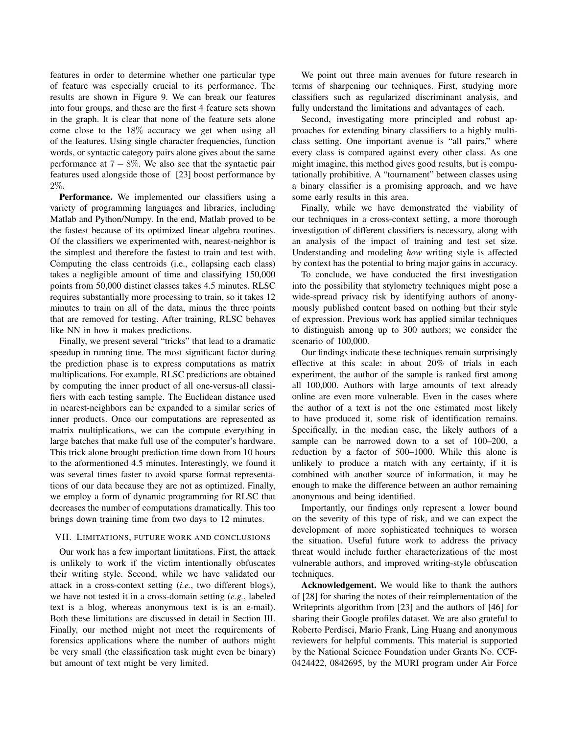features in order to determine whether one particular type of feature was especially crucial to its performance. The results are shown in Figure 9. We can break our features into four groups, and these are the first 4 feature sets shown in the graph. It is clear that none of the feature sets alone come close to the $18\%$ accuracy we get when using all of the features. Using single character frequencies, function words, or syntactic category pairs alone gives about the same performance at $7-8\%$. We also see that the syntactic pair features used alongside those of [23] boost performance by $2\%$.

**Performance.** We implemented our classifiers using a variety of programming languages and libraries, including Matlab and Python/Numpy. In the end, Matlab proved to be the fastest because of its optimized linear algebra routines. Of the classifiers we experimented with, nearest-neighbor is the simplest and therefore the fastest to train and test with. Computing the class centroids (i.e., collapsing each class) takes a negligible amount of time and classifying 150,000 points from 50,000 distinct classes takes 4.5 minutes. RLSC requires substantially more processing to train, so it takes 12 minutes to train on all of the data, minus the three points that are removed for testing. After training, RLSC behaves like NN in how it makes predictions.

Finally, we present several "tricks" that lead to a dramatic speedup in running time. The most significant factor during the prediction phase is to express computations as matrix multiplications. For example, RLSC predictions are obtained by computing the inner product of all one-versus-all classifiers with each testing sample. The Euclidean distance used in nearest-neighbors can be expanded to a similar series of inner products. Once our computations are represented as matrix multiplications, we can the compute everything in large batches that make full use of the computer's hardware. This trick alone brought prediction time down from 10 hours to the aforementioned 4.5 minutes. Interestingly, we found it was several times faster to avoid sparse format representations of our data because they are not as optimized. Finally, we employ a form of dynamic programming for RLSC that decreases the number of computations dramatically. This too brings down training time from two days to 12 minutes.

## VII. Limitations, future work and conclusions

Our work has a few important limitations. First, the attack is unlikely to work if the victim intentionally obfuscates their writing style. Second, while we have validated our attack in a cross-context setting (*i.e.*, two different blogs), we have not tested it in a cross-domain setting (*e.g.*, labeled text is a blog, whereas anonymous text is is an e-mail). Both these limitations are discussed in detail in Section III. Finally, our method might not meet the requirements of forensics applications where the number of authors might be very small (the classification task might even be binary) but amount of text might be very limited.

We point out three main avenues for future research in terms of sharpening our techniques. First, studying more classifiers such as regularized discriminant analysis, and fully understand the limitations and advantages of each.

Second, investigating more principled and robust approaches for extending binary classifiers to a highly multi-class setting. One important avenue is "all pairs," where every class is compared against every other class. As one might imagine, this method gives good results, but is computationally prohibitive. A "tournament" between classes using a binary classifier is a promising approach, and we have some early results in this area.

Finally, while we have demonstrated the viability of our techniques in a cross-context setting, a more thorough investigation of different classifiers is necessary, along with an analysis of the impact of training and test set size. Understanding and modeling *how* writing style is affected by context has the potential to bring major gains in accuracy.

To conclude, we have conducted the first investigation into the possibility that stylometry techniques might pose a wide-spread privacy risk by identifying authors of anonymously published content based on nothing but their style of expression. Previous work has applied similar techniques to distinguish among up to 300 authors; we consider the scenario of 100,000.

Our findings indicate these techniques remain surprisingly effective at this scale: in about 20% of trials in each experiment, the author of the sample is ranked first among all 100,000. Authors with large amounts of text already online are even more vulnerable. Even in the cases where the author of a text is not the one estimated most likely to have produced it, some risk of identification remains. Specifically, in the median case, the likely authors of a sample can be narrowed down to a set of 100–200, a reduction by a factor of 500–1000. While this alone is unlikely to produce a match with any certainty, if it is combined with another source of information, it may be enough to make the difference between an author remaining anonymous and being identified.

Importantly, our findings only represent a lower bound on the severity of this type of risk, and we can expect the development of more sophisticated techniques to worsen the situation. Useful future work to address the privacy threat would include further characterizations of the most vulnerable authors, and improved writing-style obfuscation techniques.

**Acknowledgement.** We would like to thank the authors of [28] for sharing the notes of their reimplementation of the Writeprints algorithm from [23] and the authors of [46] for sharing their Google profiles dataset. We are also grateful to Roberto Perdisci, Mario Frank, Ling Huang and anonymous reviewers for helpful comments. This material is supported by the National Science Foundation under Grants No. CCF-0424422, 0842695, by the MURI program under Air Force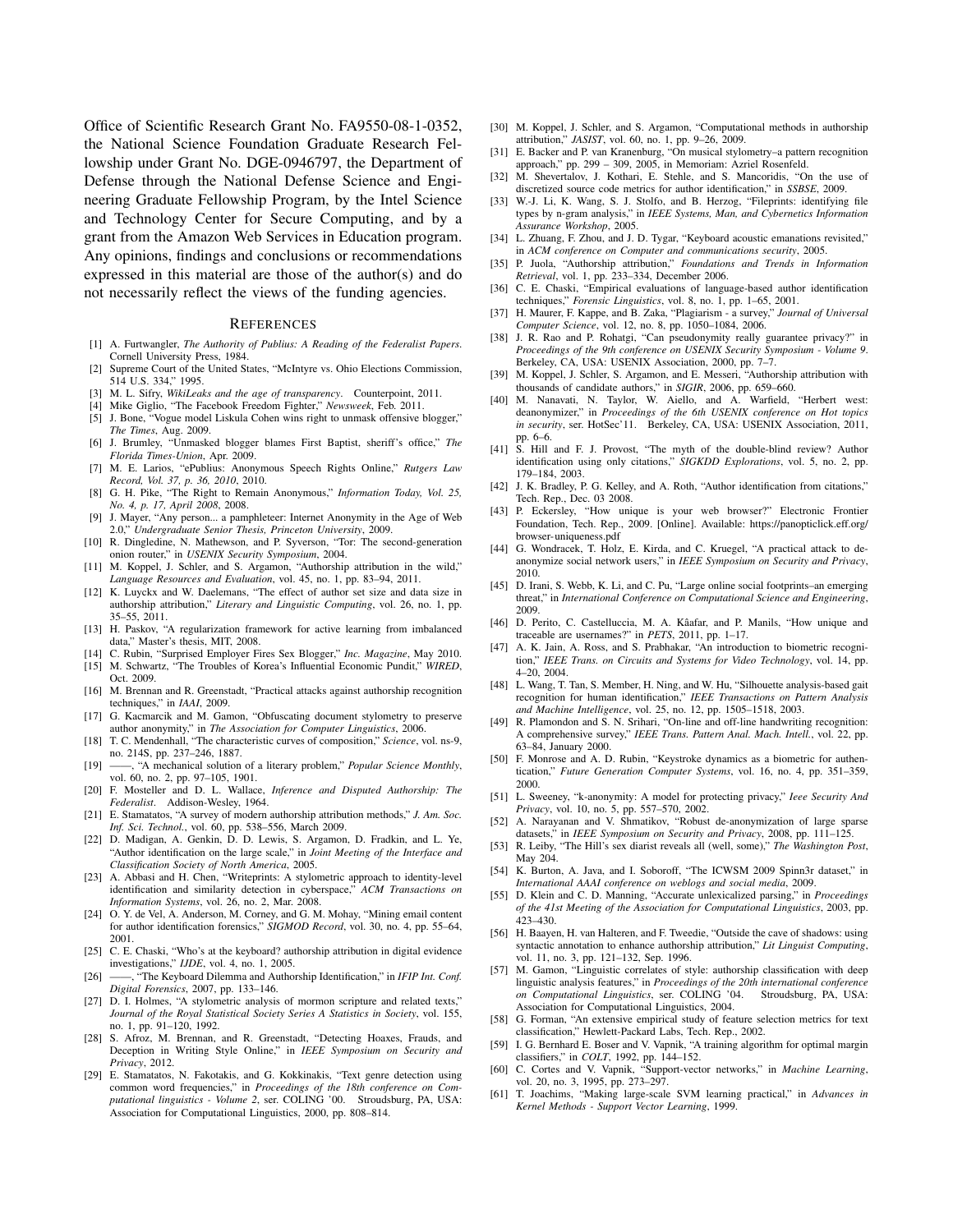Office of Scientific Research Grant No. FA9550-08-1-0352, the National Science Foundation Graduate Research Fellowship under Grant No. DGE-0946797, the Department of Defense through the National Defense Science and Engineering Graduate Fellowship Program, by the Intel Science and Technology Center for Secure Computing, and by a grant from the Amazon Web Services in Education program. Any opinions, findings and conclusions or recommendations expressed in this material are those of the author(s) and do not necessarily reflect the views of the funding agencies.

## REFERENCES

[1] A. Furtwangler, *The Authority of Publius: A Reading of the Federalist Papers*. Cornell University Press, 1984.

[2] Supreme Court of the United States, "McIntyre vs. Ohio Elections Commission, 514 U.S. 334," 1995.

[3] M. L. Sifry, *WikiLeaks and the age of transparency*. Counterpoint, 2011.

[4] Mike Giglio, "The Facebook Freedom Fighter," *Newsweek*, Feb. 2011.

[5] J. Bone, "Vogue model Liskula Cohen wins right to unmask offensive blogger," *The Times*, Aug. 2009.

[6] J. Brumley, "Unmasked blogger blames First Baptist, sheriff's office," *The Florida Times-Union*, Apr. 2009.

[7] M. E. Larios, "ePublius: Anonymous Speech Rights Online," *Rutgers Law Record, Vol. 37, p. 36, 2010*, 2010.

[8] G. H. Pike, "The Right to Remain Anonymous," *Information Today, Vol. 25, No. 4, p. 17, April 2008*, 2008.

[9] J. Mayer, "Any person... a pamphleteer: Internet Anonymity in the Age of Web 2.0," *Undergraduate Senior Thesis, Princeton University*, 2009.

[10] R. Dingledine, N. Mathewson, and P. Syverson, "Tor: The second-generation onion router," in *USENIX Security Symposium*, 2004.

[11] M. Koppel, J. Schler, and S. Argamon, "Authorship attribution in the wild," *Language Resources and Evaluation*, vol. 45, no. 1, pp. 83–94, 2011.

[12] K. Luyckx and W. Daelemans, "The effect of author set size and data size in authorship attribution," *Literary and Linguistic Computing*, vol. 26, no. 1, pp. 35–55, 2011.

[13] H. Paskov, "A regularization framework for active learning from imbalanced data," Master's thesis, MIT, 2008.

[14] C. Rubin, "Surprised Employer Fires Sex Blogger," *Inc. Magazine*, May 2010.

[15] M. Schwartz, "The Troubles of Korea's Influential Economic Pundit," *WIRED*, Oct. 2009.

[16] M. Brennan and R. Greenstadt, "Practical attacks against authorship recognition techniques," in *IAAI*, 2009.

[17] G. Kacmarcik and M. Gamon, "Obfuscating document stylometry to preserve author anonymity," in *The Association for Computer Linguistics*, 2006.

[18] T. C. Mendenhall, "The characteristic curves of composition," *Science*, vol. ns-9, no. 214S, pp. 237–246, 1887.

[19] ——, "A mechanical solution of a literary problem," *Popular Science Monthly*, vol. 60, no. 2, pp. 97–105, 1901.

[20] F. Mosteller and D. L. Wallace, *Inference and Disputed Authorship: The Federalist*. Addison-Wesley, 1964.

[21] E. Stamatatos, "A survey of modern authorship attribution methods," *J. Am. Soc. Inf. Sci. Technol.*, vol. 60, pp. 538–556, March 2009.

[22] D. Madigan, A. Genkin, D. D. Lewis, S. Argamon, D. Fradkin, and L. Ye, "Author identification on the large scale," in *Joint Meeting of the Interface and Classification Society of North America*, 2005.

[23] A. Abbasi and H. Chen, "Writeprints: A stylometric approach to identity-level identification and similarity detection in cyberspace," *ACM Transactions on Information Systems*, vol. 26, no. 2, Mar. 2008.

[24] O. Y. de Vel, A. Anderson, M. Corney, and G. M. Mohay, "Mining email content for author identification forensics," *SIGMOD Record*, vol. 30, no. 4, pp. 55–64, 2001.

[25] C. E. Chaski, "Who's at the keyboard? authorship attribution in digital evidence investigations," *IJDE*, vol. 4, no. 1, 2005.

[26] ——, "The Keyboard Dilemma and Authorship Identification," in *IFIP Int. Conf. Digital Forensics*, 2007, pp. 133–146.

[27] D. I. Holmes, "A stylometric analysis of mormon scripture and related texts," *Journal of the Royal Statistical Society Series A Statistics in Society*, vol. 155, no. 1, pp. 91–120, 1992.

[28] S. Afroz, M. Brennan, and R. Greenstadt, "Detecting Hoaxes, Frauds, and Deception in Writing Style Online," in *IEEE Symposium on Security and Privacy*, 2012.

[29] E. Stamatatos, N. Fakotakis, and G. Kokkinakis, "Text genre detection using common word frequencies," in *Proceedings of the 18th conference on Computational linguistics - Volume 2*, ser. COLING '00. Stroudsburg, PA, USA: Association for Computational Linguistics, 2000, pp. 808–814.

[30] M. Koppel, J. Schler, and S. Argamon, "Computational methods in authorship attribution," *JASIST*, vol. 60, no. 1, pp. 9–26, 2009.

[31] E. Backer and P. van Kranenburg, "On musical stylometry–a pattern recognition approach," pp. 299 – 309, 2005, in Memoriam: Azriel Rosenfeld.

[32] M. Shevertalov, J. Kothari, E. Stehle, and S. Mancoridis, "On the use of discretized source code metrics for author identification," in *SSBSE*, 2009.

[33] W.-J. Li, K. Wang, S. J. Stolfo, and B. Herzog, "Fileprints: identifying file types by n-gram analysis," in *IEEE Systems, Man, and Cybernetics Information Assurance Workshop*, 2005.

[34] L. Zhuang, F. Zhou, and J. D. Tygar, "Keyboard acoustic emanations revisited," in *ACM conference on Computer and communications security*, 2005.

[35] P. Juola, "Authorship attribution," *Foundations and Trends in Information Retrieval*, vol. 1, pp. 233–334, December 2006.

[36] C. E. Chaski, "Empirical evaluations of language-based author identification techniques," *Forensic Linguistics*, vol. 8, no. 1, pp. 1–65, 2001.

[37] H. Maurer, F. Kappe, and B. Zaka, "Plagiarism - a survey," *Journal of Universal Computer Science*, vol. 12, no. 8, pp. 1050–1084, 2006.

[38] J. R. Rao and P. Rohatgi, "Can pseudonymity really guarantee privacy?" in *Proceedings of the 9th conference on USENIX Security Symposium - Volume 9*. Berkeley, CA, USA: USENIX Association, 2000, pp. 7–7.

[39] M. Koppel, J. Schler, S. Argamon, and E. Messeri, "Authorship attribution with thousands of candidate authors," in *SIGIR*, 2006, pp. 659–660.

[40] M. Nanavati, N. Taylor, W. Aiello, and A. Warfield, "Herbert west: deanonymizer," in *Proceedings of the 6th USENIX conference on Hot topics in security*, ser. HotSec'11. Berkeley, CA, USA: USENIX Association, 2011, pp. 6–6.

[41] S. Hill and F. J. Provost, "The myth of the double-blind review? Author identification using only citations," *SIGKDD Explorations*, vol. 5, no. 2, pp. 179–184, 2003.

[42] J. K. Bradley, P. G. Kelley, and A. Roth, "Author identification from citations," Tech. Rep., Dec. 03 2008.

[43] P. Eckersley, "How unique is your web browser?" Electronic Frontier Foundation, Tech. Rep., 2009. [Online]. Available: https://panopticlick.eff.org/browser-uniqueness.pdf

[44] G. Wondracek, T. Holz, E. Kirda, and C. Kruegel, "A practical attack to de-anonymize social network users," in *IEEE Symposium on Security and Privacy*, 2010.

[45] D. Irani, S. Webb, K. Li, and C. Pu, "Large online social footprints–an emerging threat," in *International Conference on Computational Science and Engineering*, 2009.

[46] D. Perito, C. Castelluccia, M. A. Kâafar, and P. Manils, "How unique and traceable are usernames?" in *PETS*, 2011, pp. 1–17.

[47] A. K. Jain, A. Ross, and S. Prabhakar, "An introduction to biometric recognition," *IEEE Trans. on Circuits and Systems for Video Technology*, vol. 14, pp. 4–20, 2004.

[48] L. Wang, T. Tan, S. Member, H. Ning, and W. Hu, "Silhouette analysis-based gait recognition for human identification," *IEEE Transactions on Pattern Analysis and Machine Intelligence*, vol. 25, no. 12, pp. 1505–1518, 2003.

[49] R. Plamondon and S. N. Srihari, "On-line and off-line handwriting recognition: A comprehensive survey," *IEEE Trans. Pattern Anal. Mach. Intell.*, vol. 22, pp. 63–84, January 2000.

[50] F. Monrose and A. D. Rubin, "Keystroke dynamics as a biometric for authentication," *Future Generation Computer Systems*, vol. 16, no. 4, pp. 351–359, 2000.

[51] L. Sweeney, "k-anonymity: A model for protecting privacy," *Ieee Security And Privacy*, vol. 10, no. 5, pp. 557–570, 2002.

[52] A. Narayanan and V. Shmatikov, "Robust de-anonymization of large sparse datasets," in *IEEE Symposium on Security and Privacy*, 2008, pp. 111–125.

[53] R. Leiby, "The Hill's sex diarist reveals all (well, some)," *The Washington Post*, May 204.

[54] K. Burton, A. Java, and I. Soboroff, "The ICWSM 2009 Spinn3r dataset," in *International AAAI conference on weblogs and social media*, 2009.

[55] D. Klein and C. D. Manning, "Accurate unlexicalized parsing," in *Proceedings of the 41st Meeting of the Association for Computational Linguistics*, 2003, pp. 423–430.

[56] H. Baayen, H. van Halteren, and F. Tweedie, "Outside the cave of shadows: using syntactic annotation to enhance authorship attribution," *Lit Linguist Computing*, vol. 11, no. 3, pp. 121–132, Sep. 1996.

[57] M. Gamon, "Linguistic correlates of style: authorship classification with deep linguistic analysis features," in *Proceedings of the 20th international conference on Computational Linguistics*, ser. COLING '04. Stroudsburg, PA, USA: Association for Computational Linguistics, 2004.

[58] G. Forman, "An extensive empirical study of feature selection metrics for text classification," Hewlett-Packard Labs, Tech. Rep., 2002.

[59] I. G. Bernhard E. Boser and V. Vapnik, "A training algorithm for optimal margin classifiers," in *COLT*, 1992, pp. 144–152.

[60] C. Cortes and V. Vapnik, "Support-vector networks," in *Machine Learning*, vol. 20, no. 3, 1995, pp. 273–297.

[61] T. Joachims, "Making large-scale SVM learning practical," in *Advances in Kernel Methods - Support Vector Learning*, 1999.